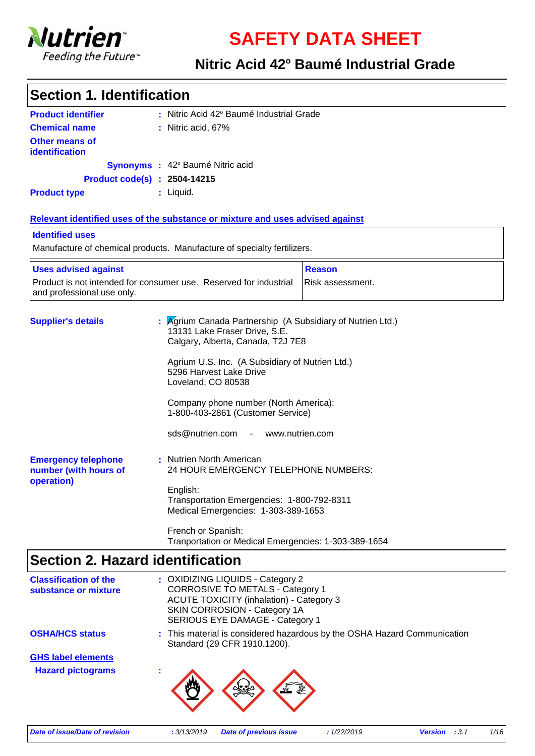# SAFETY DATA SHEET

## Nitric Acid 42º Baumé Industrial Grade

## Section 1. Identification

**Product identifier** : Nitric Acid 42º Baumé Industrial Grade

**Chemical name** : Nitric acid, 67%

**Other means of identification**

**Synonyms** : 42º Baumé Nitric acid

**Product code(s)** : **2504-14215**

**Product type** : Liquid.

**Relevant identified uses of the substance or mixture and uses advised against**

| Identified uses |
| --- |
| Manufacture of chemical products. Manufacture of specialty fertilizers. |

| Uses advised against | Reason |
| --- | --- |
| Product is not intended for consumer use. Reserved for industrial and professional use only. | Risk assessment. |

**Supplier's details** : Agrium Canada Partnership (A Subsidiary of Nutrien Ltd.)
13131 Lake Fraser Drive, S.E.
Calgary, Alberta, Canada, T2J 7E8

Agrium U.S. Inc. (A Subsidiary of Nutrien Ltd.)
5296 Harvest Lake Drive
Loveland, CO 80538

Company phone number (North America):
1-800-403-2861 (Customer Service)

sds@nutrien.com - www.nutrien.com

**Emergency telephone number (with hours of operation)** : Nutrien North American
24 HOUR EMERGENCY TELEPHONE NUMBERS:

English:
Transportation Emergencies: 1-800-792-8311
Medical Emergencies: 1-303-389-1653

French or Spanish:
Tranportation or Medical Emergencies: 1-303-389-1654

## Section 2. Hazard identification

**Classification of the substance or mixture** : OXIDIZING LIQUIDS - Category 2
CORROSIVE TO METALS - Category 1
ACUTE TOXICITY (inhalation) - Category 3
SKIN CORROSION - Category 1A
SERIOUS EYE DAMAGE - Category 1

**OSHA/HCS status** : This material is considered hazardous by the OSHA Hazard Communication Standard (29 CFR 1910.1200).

**GHS label elements**

**Hazard pictograms** :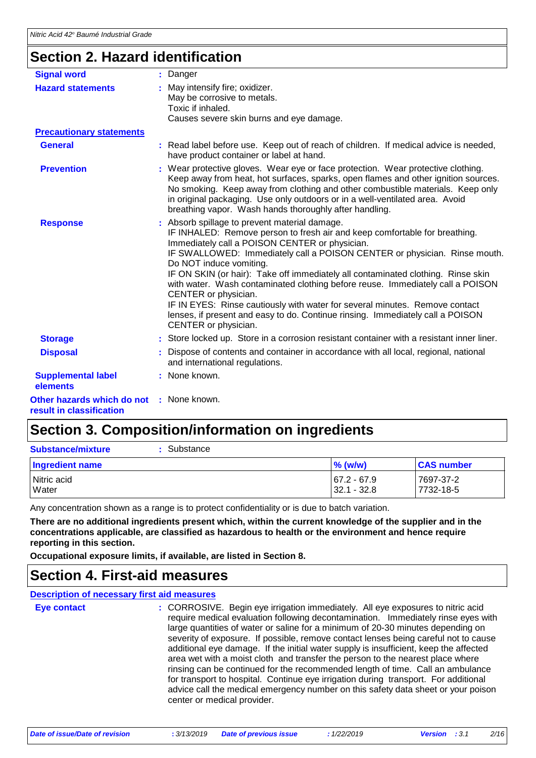## Section 2. Hazard identification

**Signal word** : Danger

**Hazard statements** : May intensify fire; oxidizer.
May be corrosive to metals.
Toxic if inhaled.
Causes severe skin burns and eye damage.

**Precautionary statements**

**General** : Read label before use. Keep out of reach of children. If medical advice is needed, have product container or label at hand.

**Prevention** : Wear protective gloves. Wear eye or face protection. Wear protective clothing. Keep away from heat, hot surfaces, sparks, open flames and other ignition sources. No smoking. Keep away from clothing and other combustible materials. Keep only in original packaging. Use only outdoors or in a well-ventilated area. Avoid breathing vapor. Wash hands thoroughly after handling.

**Response** : Absorb spillage to prevent material damage.
IF INHALED: Remove person to fresh air and keep comfortable for breathing. Immediately call a POISON CENTER or physician.
IF SWALLOWED: Immediately call a POISON CENTER or physician. Rinse mouth. Do NOT induce vomiting.
IF ON SKIN (or hair): Take off immediately all contaminated clothing. Rinse skin with water. Wash contaminated clothing before reuse. Immediately call a POISON CENTER or physician.
IF IN EYES: Rinse cautiously with water for several minutes. Remove contact lenses, if present and easy to do. Continue rinsing. Immediately call a POISON CENTER or physician.

**Storage** : Store locked up. Store in a corrosion resistant container with a resistant inner liner.

**Disposal** : Dispose of contents and container in accordance with all local, regional, national and international regulations.

**Supplemental label elements** : None known.

**Other hazards which do not result in classification** : None known.

## Section 3. Composition/information on ingredients

**Substance/mixture** : Substance

| Ingredient name | % (w/w) | CAS number |
|---|---|---|
| Nitric acid | 67.2 - 67.9 | 7697-37-2 |
| Water | 32.1 - 32.8 | 7732-18-5 |

Any concentration shown as a range is to protect confidentiality or is due to batch variation.

**There are no additional ingredients present which, within the current knowledge of the supplier and in the concentrations applicable, are classified as hazardous to health or the environment and hence require reporting in this section.**

**Occupational exposure limits, if available, are listed in Section 8.**

## Section 4. First-aid measures

**Description of necessary first aid measures**

**Eye contact** : CORROSIVE. Begin eye irrigation immediately. All eye exposures to nitric acid require medical evaluation following decontamination. Immediately rinse eyes with large quantities of water or saline for a minimum of 20-30 minutes depending on severity of exposure. If possible, remove contact lenses being careful not to cause additional eye damage. If the initial water supply is insufficient, keep the affected area wet with a moist cloth and transfer the person to the nearest place where rinsing can be continued for the recommended length of time. Call an ambulance for transport to hospital. Continue eye irrigation during transport. For additional advice call the medical emergency number on this safety data sheet or your poison center or medical provider.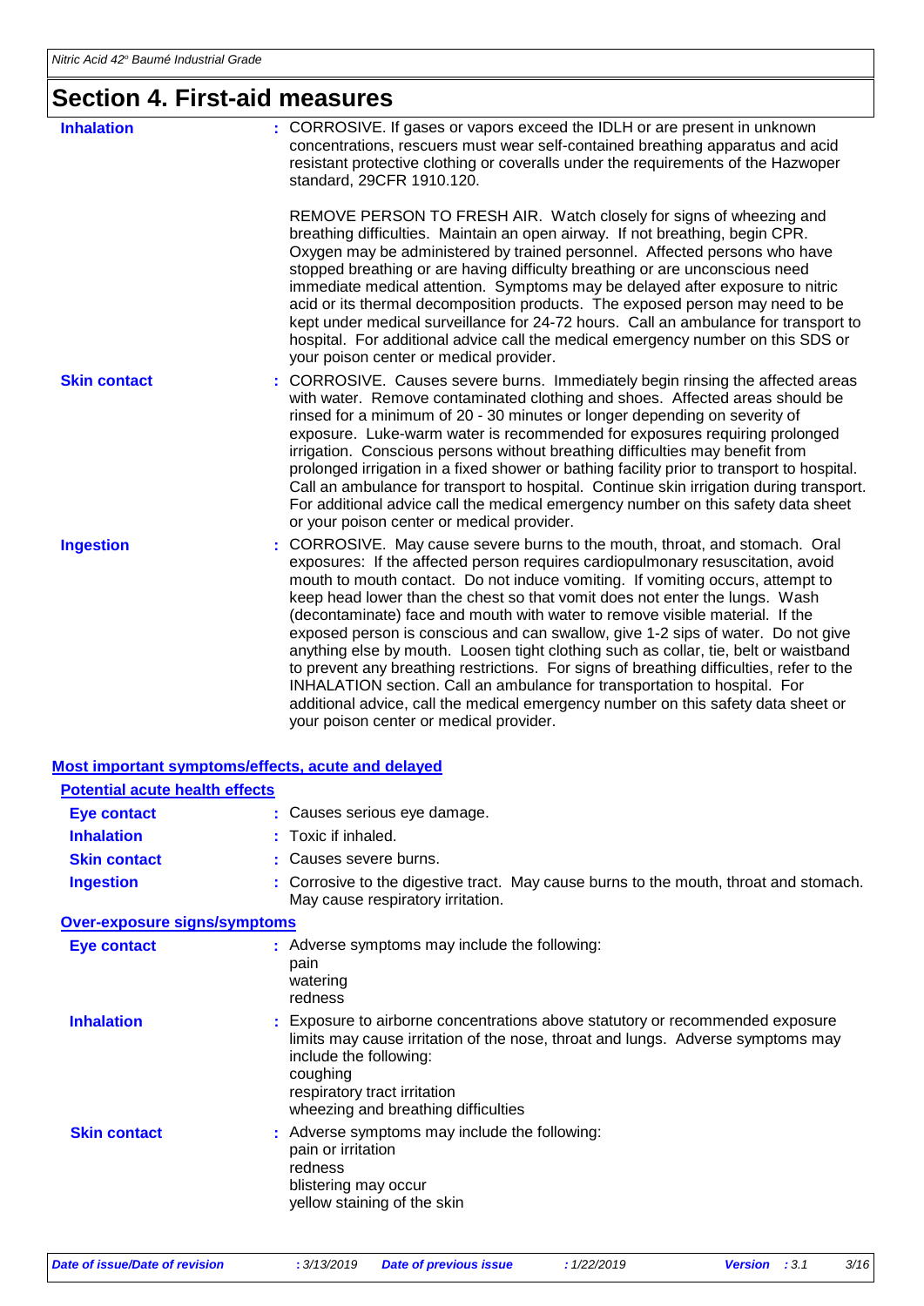# Section 4. First-aid measures

| | |
|---|---|
| **Inhalation** | : CORROSIVE. If gases or vapors exceed the IDLH or are present in unknown concentrations, rescuers must wear self-contained breathing apparatus and acid resistant protective clothing or coveralls under the requirements of the Hazwoper standard, 29CFR 1910.120.<br><br>REMOVE PERSON TO FRESH AIR. Watch closely for signs of wheezing and breathing difficulties. Maintain an open airway. If not breathing, begin CPR. Oxygen may be administered by trained personnel. Affected persons who have stopped breathing or are having difficulty breathing or are unconscious need immediate medical attention. Symptoms may be delayed after exposure to nitric acid or its thermal decomposition products. The exposed person may need to be kept under medical surveillance for 24-72 hours. Call an ambulance for transport to hospital. For additional advice call the medical emergency number on this SDS or your poison center or medical provider. |
| **Skin contact** | : CORROSIVE. Causes severe burns. Immediately begin rinsing the affected areas with water. Remove contaminated clothing and shoes. Affected areas should be rinsed for a minimum of 20 - 30 minutes or longer depending on severity of exposure. Luke-warm water is recommended for exposures requiring prolonged irrigation. Conscious persons without breathing difficulties may benefit from prolonged irrigation in a fixed shower or bathing facility prior to transport to hospital. Call an ambulance for transport to hospital. Continue skin irrigation during transport. For additional advice call the medical emergency number on this safety data sheet or your poison center or medical provider. |
| **Ingestion** | : CORROSIVE. May cause severe burns to the mouth, throat, and stomach. Oral exposures: If the affected person requires cardiopulmonary resuscitation, avoid mouth to mouth contact. Do not induce vomiting. If vomiting occurs, attempt to keep head lower than the chest so that vomit does not enter the lungs. Wash (decontaminate) face and mouth with water to remove visible material. If the exposed person is conscious and can swallow, give 1-2 sips of water. Do not give anything else by mouth. Loosen tight clothing such as collar, tie, belt or waistband to prevent any breathing restrictions. For signs of breathing difficulties, refer to the INHALATION section. Call an ambulance for transportation to hospital. For additional advice, call the medical emergency number on this safety data sheet or your poison center or medical provider. |

## Most important symptoms/effects, acute and delayed

### Potential acute health effects

| | |
|---|---|
| **Eye contact** | : Causes serious eye damage. |
| **Inhalation** | : Toxic if inhaled. |
| **Skin contact** | : Causes severe burns. |
| **Ingestion** | : Corrosive to the digestive tract. May cause burns to the mouth, throat and stomach. May cause respiratory irritation. |

### Over-exposure signs/symptoms

| | |
|---|---|
| **Eye contact** | : Adverse symptoms may include the following:<br>pain<br>watering<br>redness |
| **Inhalation** | : Exposure to airborne concentrations above statutory or recommended exposure limits may cause irritation of the nose, throat and lungs. Adverse symptoms may include the following:<br>coughing<br>respiratory tract irritation<br>wheezing and breathing difficulties |
| **Skin contact** | : Adverse symptoms may include the following:<br>pain or irritation<br>redness<br>blistering may occur<br>yellow staining of the skin |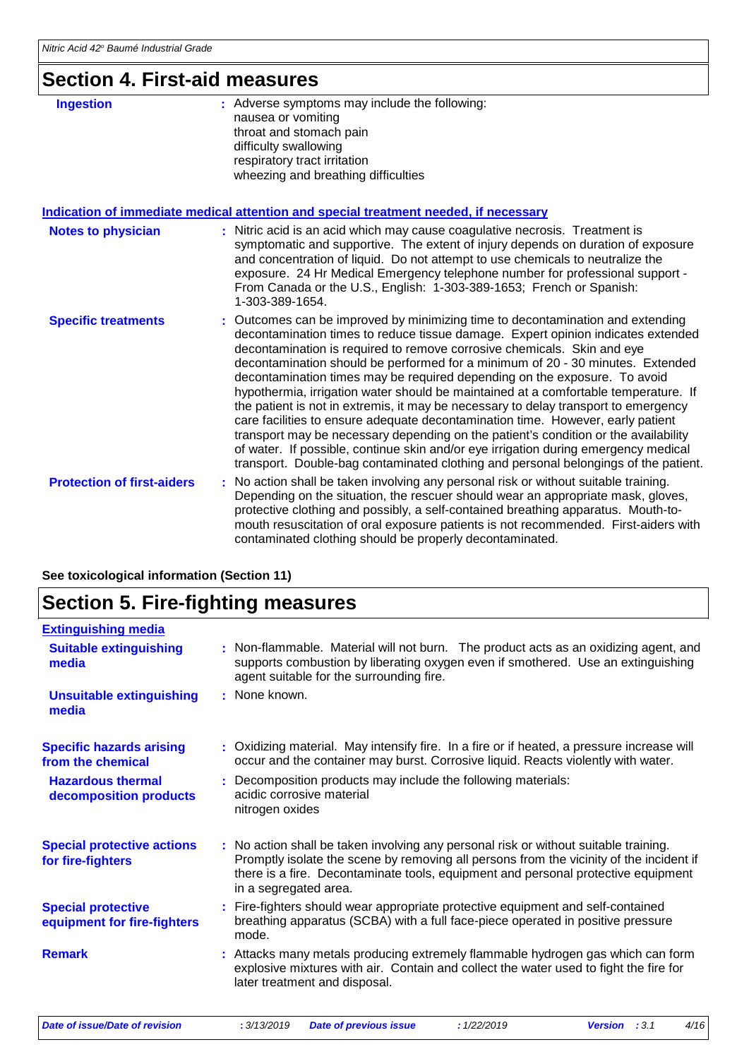## Section 4. First-aid measures

**Ingestion** : Adverse symptoms may include the following:
nausea or vomiting
throat and stomach pain
difficulty swallowing
respiratory tract irritation
wheezing and breathing difficulties

### Indication of immediate medical attention and special treatment needed, if necessary

**Notes to physician** : Nitric acid is an acid which may cause coagulative necrosis. Treatment is symptomatic and supportive. The extent of injury depends on duration of exposure and concentration of liquid. Do not attempt to use chemicals to neutralize the exposure. 24 Hr Medical Emergency telephone number for professional support - From Canada or the U.S., English: 1-303-389-1653; French or Spanish: 1-303-389-1654.

**Specific treatments** : Outcomes can be improved by minimizing time to decontamination and extending decontamination times to reduce tissue damage. Expert opinion indicates extended decontamination is required to remove corrosive chemicals. Skin and eye decontamination should be performed for a minimum of 20 - 30 minutes. Extended decontamination times may be required depending on the exposure. To avoid hypothermia, irrigation water should be maintained at a comfortable temperature. If the patient is not in extremis, it may be necessary to delay transport to emergency care facilities to ensure adequate decontamination time. However, early patient transport may be necessary depending on the patient's condition or the availability of water. If possible, continue skin and/or eye irrigation during emergency medical transport. Double-bag contaminated clothing and personal belongings of the patient.

**Protection of first-aiders** : No action shall be taken involving any personal risk or without suitable training. Depending on the situation, the rescuer should wear an appropriate mask, gloves, protective clothing and possibly, a self-contained breathing apparatus. Mouth-to-mouth resuscitation of oral exposure patients is not recommended. First-aiders with contaminated clothing should be properly decontaminated.

**See toxicological information (Section 11)**

## Section 5. Fire-fighting measures

### Extinguishing media

**Suitable extinguishing media** : Non-flammable. Material will not burn. The product acts as an oxidizing agent, and supports combustion by liberating oxygen even if smothered. Use an extinguishing agent suitable for the surrounding fire.

**Unsuitable extinguishing media** : None known.

**Specific hazards arising from the chemical** : Oxidizing material. May intensify fire. In a fire or if heated, a pressure increase will occur and the container may burst. Corrosive liquid. Reacts violently with water.

**Hazardous thermal decomposition products** : Decomposition products may include the following materials:
acidic corrosive material
nitrogen oxides

**Special protective actions for fire-fighters** : No action shall be taken involving any personal risk or without suitable training. Promptly isolate the scene by removing all persons from the vicinity of the incident if there is a fire. Decontaminate tools, equipment and personal protective equipment in a segregated area.

**Special protective equipment for fire-fighters** : Fire-fighters should wear appropriate protective equipment and self-contained breathing apparatus (SCBA) with a full face-piece operated in positive pressure mode.

**Remark** : Attacks many metals producing extremely flammable hydrogen gas which can form explosive mixtures with air. Contain and collect the water used to fight the fire for later treatment and disposal.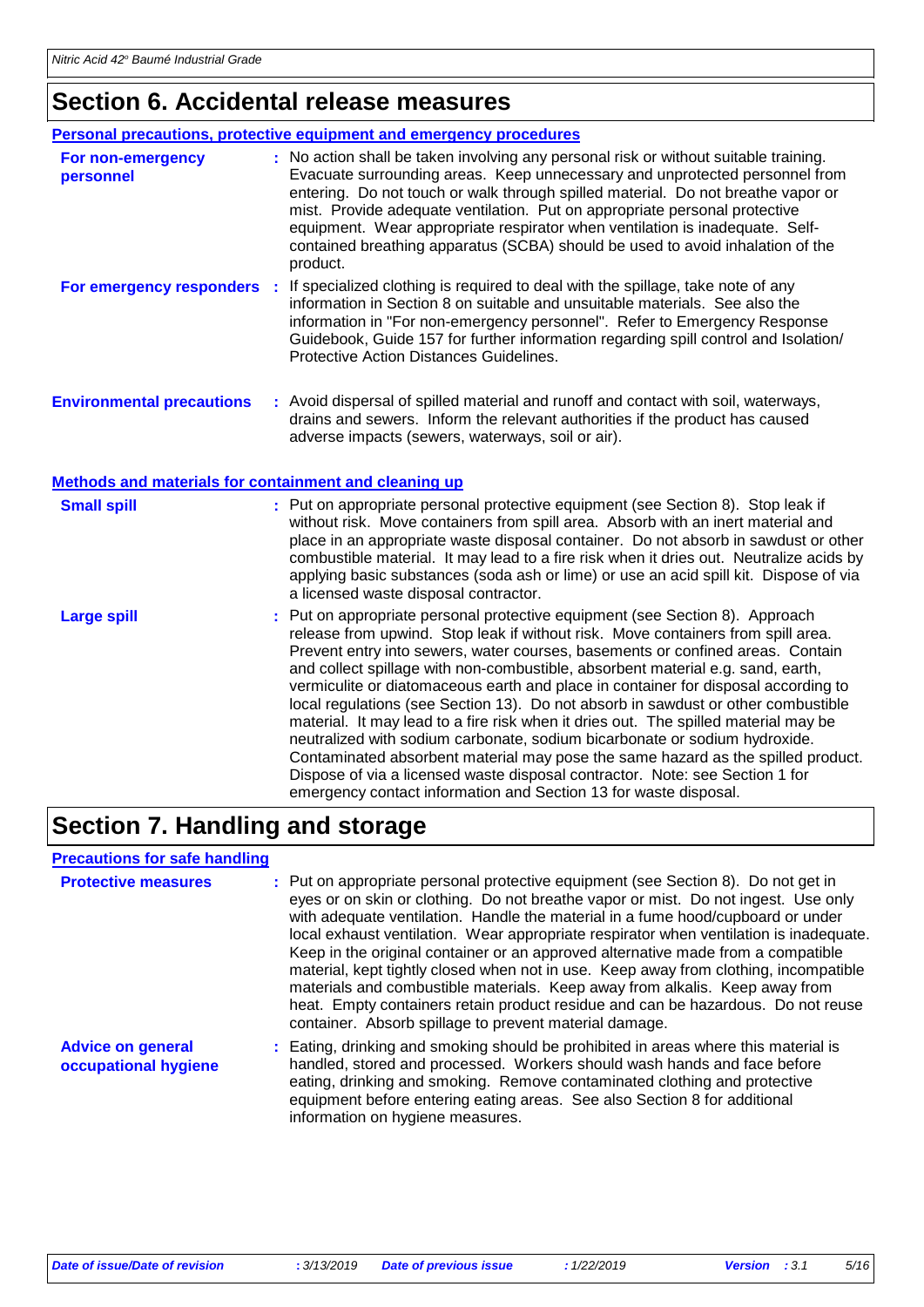## Section 6. Accidental release measures

### Personal precautions, protective equipment and emergency procedures

**For non-emergency personnel** : No action shall be taken involving any personal risk or without suitable training. Evacuate surrounding areas. Keep unnecessary and unprotected personnel from entering. Do not touch or walk through spilled material. Do not breathe vapor or mist. Provide adequate ventilation. Put on appropriate personal protective equipment. Wear appropriate respirator when ventilation is inadequate. Self-contained breathing apparatus (SCBA) should be used to avoid inhalation of the product.

**For emergency responders** : If specialized clothing is required to deal with the spillage, take note of any information in Section 8 on suitable and unsuitable materials. See also the information in "For non-emergency personnel". Refer to Emergency Response Guidebook, Guide 157 for further information regarding spill control and Isolation/ Protective Action Distances Guidelines.

**Environmental precautions** : Avoid dispersal of spilled material and runoff and contact with soil, waterways, drains and sewers. Inform the relevant authorities if the product has caused adverse impacts (sewers, waterways, soil or air).

### Methods and materials for containment and cleaning up

**Small spill** : Put on appropriate personal protective equipment (see Section 8). Stop leak if without risk. Move containers from spill area. Absorb with an inert material and place in an appropriate waste disposal container. Do not absorb in sawdust or other combustible material. It may lead to a fire risk when it dries out. Neutralize acids by applying basic substances (soda ash or lime) or use an acid spill kit. Dispose of via a licensed waste disposal contractor.

**Large spill** : Put on appropriate personal protective equipment (see Section 8). Approach release from upwind. Stop leak if without risk. Move containers from spill area. Prevent entry into sewers, water courses, basements or confined areas. Contain and collect spillage with non-combustible, absorbent material e.g. sand, earth, vermiculite or diatomaceous earth and place in container for disposal according to local regulations (see Section 13). Do not absorb in sawdust or other combustible material. It may lead to a fire risk when it dries out. The spilled material may be neutralized with sodium carbonate, sodium bicarbonate or sodium hydroxide. Contaminated absorbent material may pose the same hazard as the spilled product. Dispose of via a licensed waste disposal contractor. Note: see Section 1 for emergency contact information and Section 13 for waste disposal.

## Section 7. Handling and storage

### Precautions for safe handling

**Protective measures** : Put on appropriate personal protective equipment (see Section 8). Do not get in eyes or on skin or clothing. Do not breathe vapor or mist. Do not ingest. Use only with adequate ventilation. Handle the material in a fume hood/cupboard or under local exhaust ventilation. Wear appropriate respirator when ventilation is inadequate. Keep in the original container or an approved alternative made from a compatible material, kept tightly closed when not in use. Keep away from clothing, incompatible materials and combustible materials. Keep away from alkalis. Keep away from heat. Empty containers retain product residue and can be hazardous. Do not reuse container. Absorb spillage to prevent material damage.

**Advice on general occupational hygiene** : Eating, drinking and smoking should be prohibited in areas where this material is handled, stored and processed. Workers should wash hands and face before eating, drinking and smoking. Remove contaminated clothing and protective equipment before entering eating areas. See also Section 8 for additional information on hygiene measures.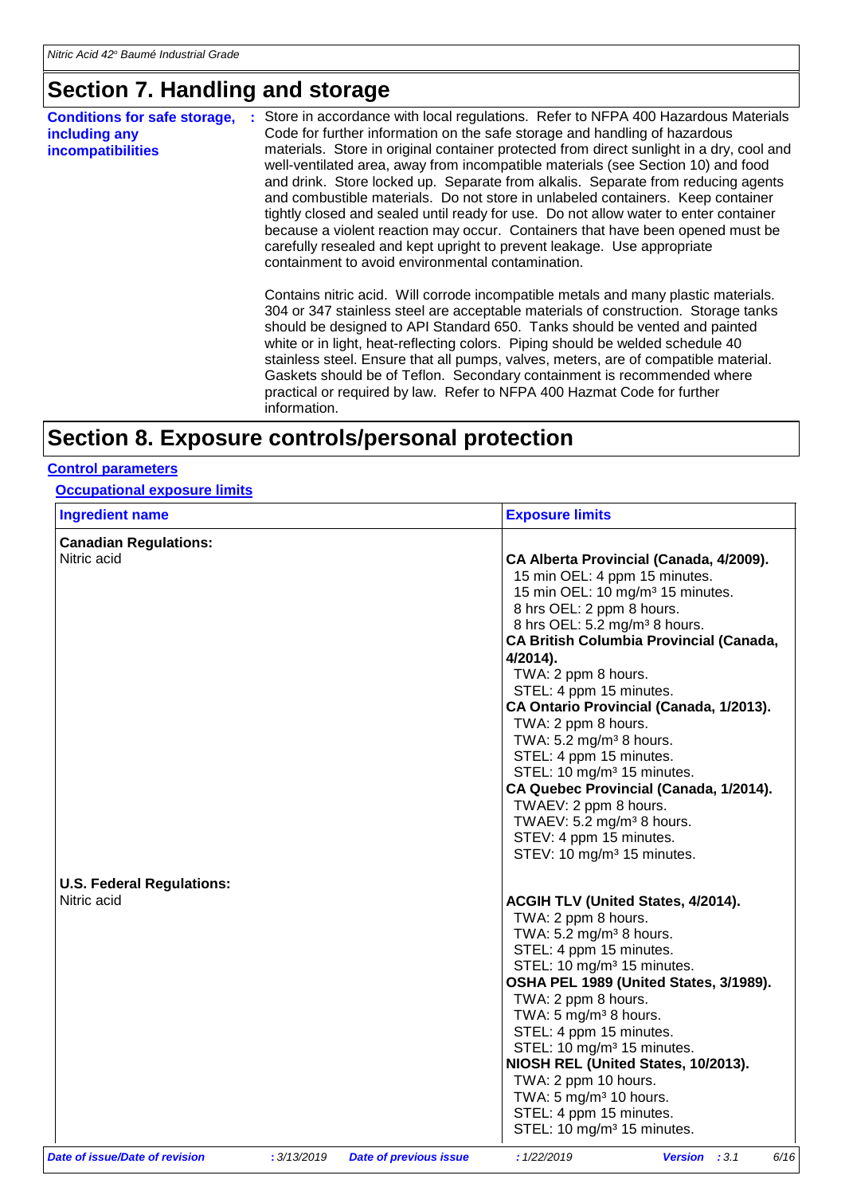## Section 7. Handling and storage

**Conditions for safe storage, including any incompatibilities** : Store in accordance with local regulations. Refer to NFPA 400 Hazardous Materials Code for further information on the safe storage and handling of hazardous materials. Store in original container protected from direct sunlight in a dry, cool and well-ventilated area, away from incompatible materials (see Section 10) and food and drink. Store locked up. Separate from alkalis. Separate from reducing agents and combustible materials. Do not store in unlabeled containers. Keep container tightly closed and sealed until ready for use. Do not allow water to enter container because a violent reaction may occur. Containers that have been opened must be carefully resealed and kept upright to prevent leakage. Use appropriate containment to avoid environmental contamination.

Contains nitric acid. Will corrode incompatible metals and many plastic materials. 304 or 347 stainless steel are acceptable materials of construction. Storage tanks should be designed to API Standard 650. Tanks should be vented and painted white or in light, heat-reflecting colors. Piping should be welded schedule 40 stainless steel. Ensure that all pumps, valves, meters, are of compatible material. Gaskets should be of Teflon. Secondary containment is recommended where practical or required by law. Refer to NFPA 400 Hazmat Code for further information.

## Section 8. Exposure controls/personal protection

### Control parameters

#### Occupational exposure limits

| Ingredient name | Exposure limits |
|---|---|
| **Canadian Regulations:** | |
| Nitric acid | **CA Alberta Provincial (Canada, 4/2009).**<br>15 min OEL: 4 ppm 15 minutes.<br>15 min OEL: 10 mg/m³ 15 minutes.<br>8 hrs OEL: 2 ppm 8 hours.<br>8 hrs OEL: 5.2 mg/m³ 8 hours.<br>**CA British Columbia Provincial (Canada, 4/2014).**<br>TWA: 2 ppm 8 hours.<br>STEL: 4 ppm 15 minutes.<br>**CA Ontario Provincial (Canada, 1/2013).**<br>TWA: 2 ppm 8 hours.<br>TWA: 5.2 mg/m³ 8 hours.<br>STEL: 4 ppm 15 minutes.<br>STEL: 10 mg/m³ 15 minutes.<br>**CA Quebec Provincial (Canada, 1/2014).**<br>TWAEV: 2 ppm 8 hours.<br>TWAEV: 5.2 mg/m³ 8 hours.<br>STEV: 4 ppm 15 minutes.<br>STEV: 10 mg/m³ 15 minutes. |
| **U.S. Federal Regulations:** | |
| Nitric acid | **ACGIH TLV (United States, 4/2014).**<br>TWA: 2 ppm 8 hours.<br>TWA: 5.2 mg/m³ 8 hours.<br>STEL: 4 ppm 15 minutes.<br>STEL: 10 mg/m³ 15 minutes.<br>**OSHA PEL 1989 (United States, 3/1989).**<br>TWA: 2 ppm 8 hours.<br>TWA: 5 mg/m³ 8 hours.<br>STEL: 4 ppm 15 minutes.<br>STEL: 10 mg/m³ 15 minutes.<br>**NIOSH REL (United States, 10/2013).**<br>TWA: 2 ppm 10 hours.<br>TWA: 5 mg/m³ 10 hours.<br>STEL: 4 ppm 15 minutes.<br>STEL: 10 mg/m³ 15 minutes. |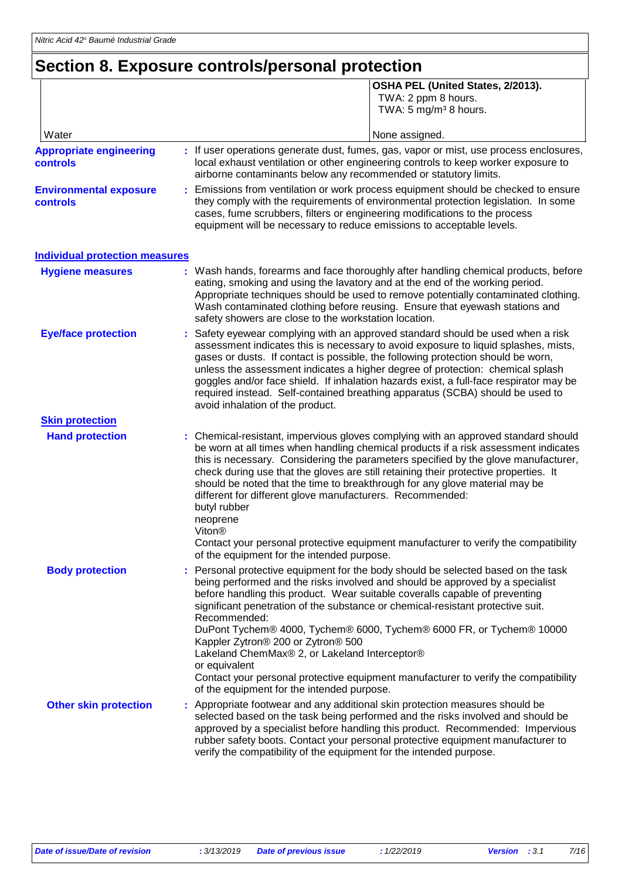## Section 8. Exposure controls/personal protection

| | | |
|---|---|---|
| | | **OSHA PEL (United States, 2/2013).** TWA: 2 ppm 8 hours. TWA: 5 mg/m³ 8 hours. |
| Water | | None assigned. |

**Appropriate engineering controls** : If user operations generate dust, fumes, gas, vapor or mist, use process enclosures, local exhaust ventilation or other engineering controls to keep worker exposure to airborne contaminants below any recommended or statutory limits.

**Environmental exposure controls** : Emissions from ventilation or work process equipment should be checked to ensure they comply with the requirements of environmental protection legislation. In some cases, fume scrubbers, filters or engineering modifications to the process equipment will be necessary to reduce emissions to acceptable levels.

### Individual protection measures

**Hygiene measures** : Wash hands, forearms and face thoroughly after handling chemical products, before eating, smoking and using the lavatory and at the end of the working period. Appropriate techniques should be used to remove potentially contaminated clothing. Wash contaminated clothing before reusing. Ensure that eyewash stations and safety showers are close to the workstation location.

**Eye/face protection** : Safety eyewear complying with an approved standard should be used when a risk assessment indicates this is necessary to avoid exposure to liquid splashes, mists, gases or dusts. If contact is possible, the following protection should be worn, unless the assessment indicates a higher degree of protection: chemical splash goggles and/or face shield. If inhalation hazards exist, a full-face respirator may be required instead. Self-contained breathing apparatus (SCBA) should be used to avoid inhalation of the product.

#### Skin protection

**Hand protection** : Chemical-resistant, impervious gloves complying with an approved standard should be worn at all times when handling chemical products if a risk assessment indicates this is necessary. Considering the parameters specified by the glove manufacturer, check during use that the gloves are still retaining their protective properties. It should be noted that the time to breakthrough for any glove material may be different for different glove manufacturers. Recommended:
butyl rubber
neoprene
Viton®
Contact your personal protective equipment manufacturer to verify the compatibility of the equipment for the intended purpose.

**Body protection** : Personal protective equipment for the body should be selected based on the task being performed and the risks involved and should be approved by a specialist before handling this product. Wear suitable coveralls capable of preventing significant penetration of the substance or chemical-resistant protective suit. Recommended:
DuPont Tychem® 4000, Tychem® 6000, Tychem® 6000 FR, or Tychem® 10000
Kappler Zytron® 200 or Zytron® 500
Lakeland ChemMax® 2, or Lakeland Interceptor®
or equivalent
Contact your personal protective equipment manufacturer to verify the compatibility of the equipment for the intended purpose.

**Other skin protection** : Appropriate footwear and any additional skin protection measures should be selected based on the task being performed and the risks involved and should be approved by a specialist before handling this product. Recommended: Impervious rubber safety boots. Contact your personal protective equipment manufacturer to verify the compatibility of the equipment for the intended purpose.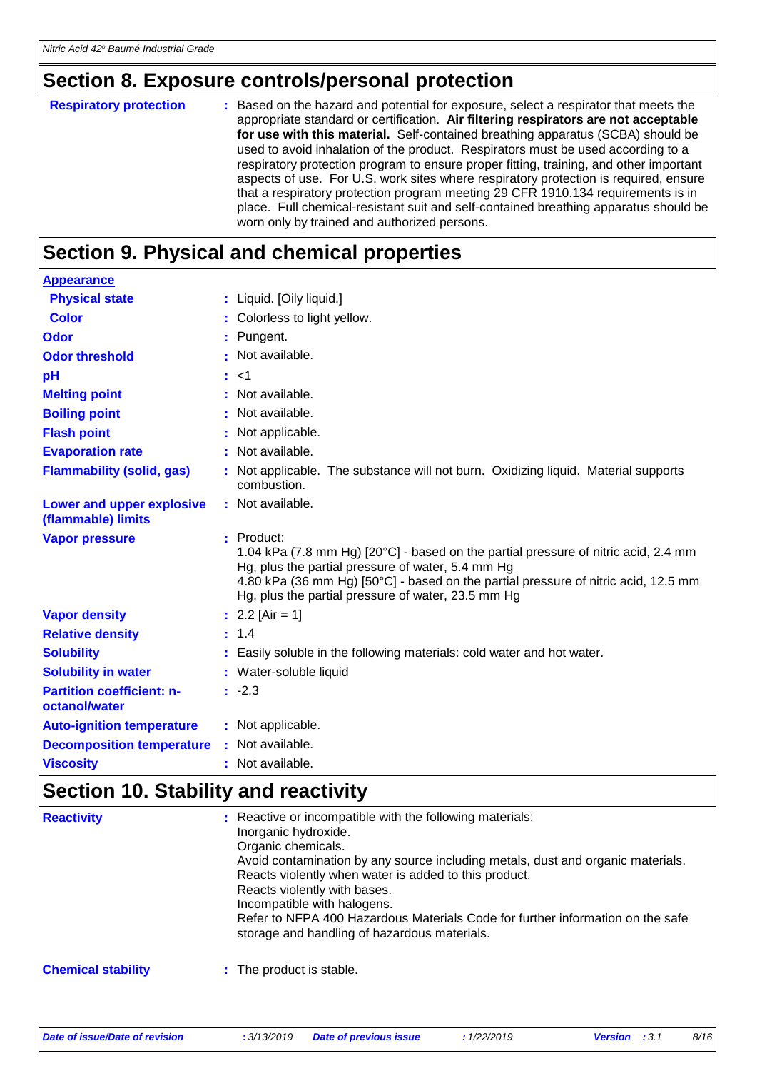## Section 8. Exposure controls/personal protection

| | |
|---|---|
| **Respiratory protection** | : Based on the hazard and potential for exposure, select a respirator that meets the appropriate standard or certification. **Air filtering respirators are not acceptable for use with this material.** Self-contained breathing apparatus (SCBA) should be used to avoid inhalation of the product. Respirators must be used according to a respiratory protection program to ensure proper fitting, training, and other important aspects of use. For U.S. work sites where respiratory protection is required, ensure that a respiratory protection program meeting 29 CFR 1910.134 requirements is in place. Full chemical-resistant suit and self-contained breathing apparatus should be worn only by trained and authorized persons. |

## Section 9. Physical and chemical properties

| | |
|---|---|
| **Appearance** | |
| **Physical state** | : Liquid. [Oily liquid.] |
| **Color** | : Colorless to light yellow. |
| **Odor** | : Pungent. |
| **Odor threshold** | : Not available. |
| **pH** | : <1 |
| **Melting point** | : Not available. |
| **Boiling point** | : Not available. |
| **Flash point** | : Not applicable. |
| **Evaporation rate** | : Not available. |
| **Flammability (solid, gas)** | : Not applicable. The substance will not burn. Oxidizing liquid. Material supports combustion. |
| **Lower and upper explosive (flammable) limits** | : Not available. |
| **Vapor pressure** | : Product:<br>1.04 kPa (7.8 mm Hg) [20°C] - based on the partial pressure of nitric acid, 2.4 mm Hg, plus the partial pressure of water, 5.4 mm Hg<br>4.80 kPa (36 mm Hg) [50°C] - based on the partial pressure of nitric acid, 12.5 mm Hg, plus the partial pressure of water, 23.5 mm Hg |
| **Vapor density** | : 2.2 [Air = 1] |
| **Relative density** | : 1.4 |
| **Solubility** | : Easily soluble in the following materials: cold water and hot water. |
| **Solubility in water** | : Water-soluble liquid |
| **Partition coefficient: n-octanol/water** | : -2.3 |
| **Auto-ignition temperature** | : Not applicable. |
| **Decomposition temperature** | : Not available. |
| **Viscosity** | : Not available. |

## Section 10. Stability and reactivity

| | |
|---|---|
| **Reactivity** | : Reactive or incompatible with the following materials:<br>Inorganic hydroxide.<br>Organic chemicals.<br>Avoid contamination by any source including metals, dust and organic materials.<br>Reacts violently when water is added to this product.<br>Reacts violently with bases.<br>Incompatible with halogens.<br>Refer to NFPA 400 Hazardous Materials Code for further information on the safe storage and handling of hazardous materials. |
| **Chemical stability** | : The product is stable. |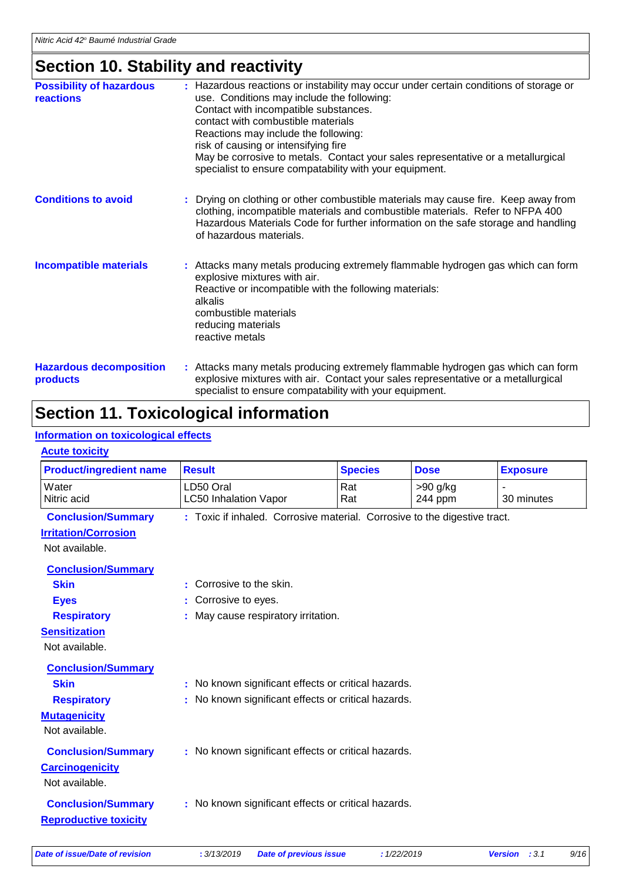## Section 10. Stability and reactivity

**Possibility of hazardous reactions** : Hazardous reactions or instability may occur under certain conditions of storage or use. Conditions may include the following:
Contact with incompatible substances.
contact with combustible materials
Reactions may include the following:
risk of causing or intensifying fire
May be corrosive to metals. Contact your sales representative or a metallurgical specialist to ensure compatibility with your equipment.

**Conditions to avoid** : Drying on clothing or other combustible materials may cause fire. Keep away from clothing, incompatible materials and combustible materials. Refer to NFPA 400 Hazardous Materials Code for further information on the safe storage and handling of hazardous materials.

**Incompatible materials** : Attacks many metals producing extremely flammable hydrogen gas which can form explosive mixtures with air.
Reactive or incompatible with the following materials:
alkalis
combustible materials
reducing materials
reactive metals

**Hazardous decomposition products** : Attacks many metals producing extremely flammable hydrogen gas which can form explosive mixtures with air. Contact your sales representative or a metallurgical specialist to ensure compatibility with your equipment.

## Section 11. Toxicological information

### Information on toxicological effects

#### Acute toxicity

| Product/ingredient name | Result | Species | Dose | Exposure |
|---|---|---|---|---|
| Water | LD50 Oral | Rat | >90 g/kg | - |
| Nitric acid | LC50 Inhalation Vapor | Rat | 244 ppm | 30 minutes |

**Conclusion/Summary** : Toxic if inhaled. Corrosive material. Corrosive to the digestive tract.

#### Irritation/Corrosion

Not available.

**Conclusion/Summary**

**Skin** : Corrosive to the skin.

**Eyes** : Corrosive to eyes.

**Respiratory** : May cause respiratory irritation.

#### Sensitization

Not available.

**Conclusion/Summary**

**Skin** : No known significant effects or critical hazards.

**Respiratory** : No known significant effects or critical hazards.

#### Mutagenicity

Not available.

**Conclusion/Summary** : No known significant effects or critical hazards.

#### Carcinogenicity

Not available.

**Conclusion/Summary** : No known significant effects or critical hazards.

#### Reproductive toxicity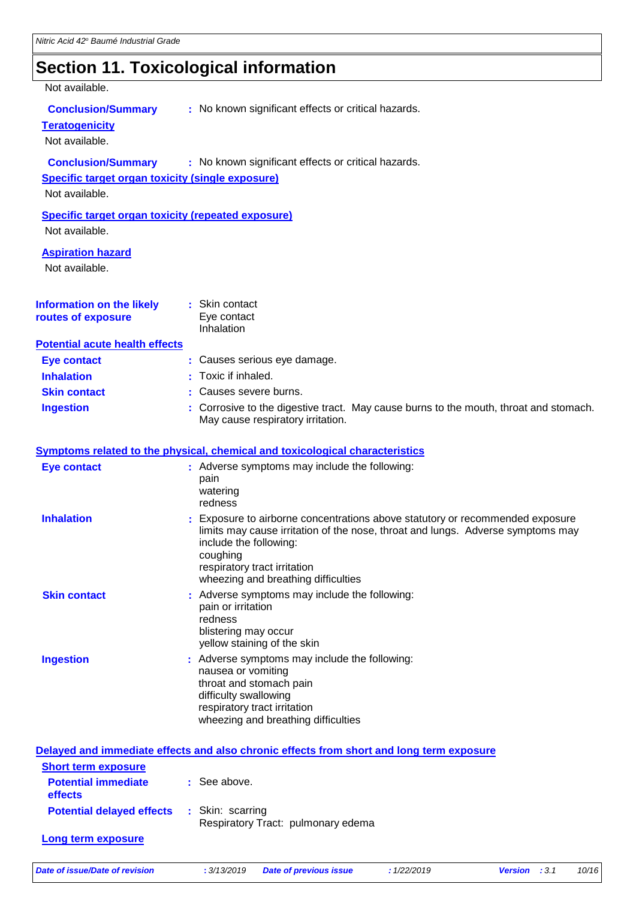## Section 11. Toxicological information

Not available.

**Conclusion/Summary** : No known significant effects or critical hazards.

**Teratogenicity**

Not available.

**Conclusion/Summary** : No known significant effects or critical hazards.

**Specific target organ toxicity (single exposure)**

Not available.

**Specific target organ toxicity (repeated exposure)**

Not available.

**Aspiration hazard**

Not available.

**Information on the likely routes of exposure** : Skin contact
Eye contact
Inhalation

**Potential acute health effects**

**Eye contact** : Causes serious eye damage.

**Inhalation** : Toxic if inhaled.

**Skin contact** : Causes severe burns.

**Ingestion** : Corrosive to the digestive tract. May cause burns to the mouth, throat and stomach. May cause respiratory irritation.

**Symptoms related to the physical, chemical and toxicological characteristics**

**Eye contact** : Adverse symptoms may include the following:
pain
watering
redness

**Inhalation** : Exposure to airborne concentrations above statutory or recommended exposure limits may cause irritation of the nose, throat and lungs. Adverse symptoms may include the following:
coughing
respiratory tract irritation
wheezing and breathing difficulties

**Skin contact** : Adverse symptoms may include the following:
pain or irritation
redness
blistering may occur
yellow staining of the skin

**Ingestion** : Adverse symptoms may include the following:
nausea or vomiting
throat and stomach pain
difficulty swallowing
respiratory tract irritation
wheezing and breathing difficulties

**Delayed and immediate effects and also chronic effects from short and long term exposure**

**Short term exposure**

**Potential immediate effects** : See above.

**Potential delayed effects** : Skin: scarring
Respiratory Tract: pulmonary edema

**Long term exposure**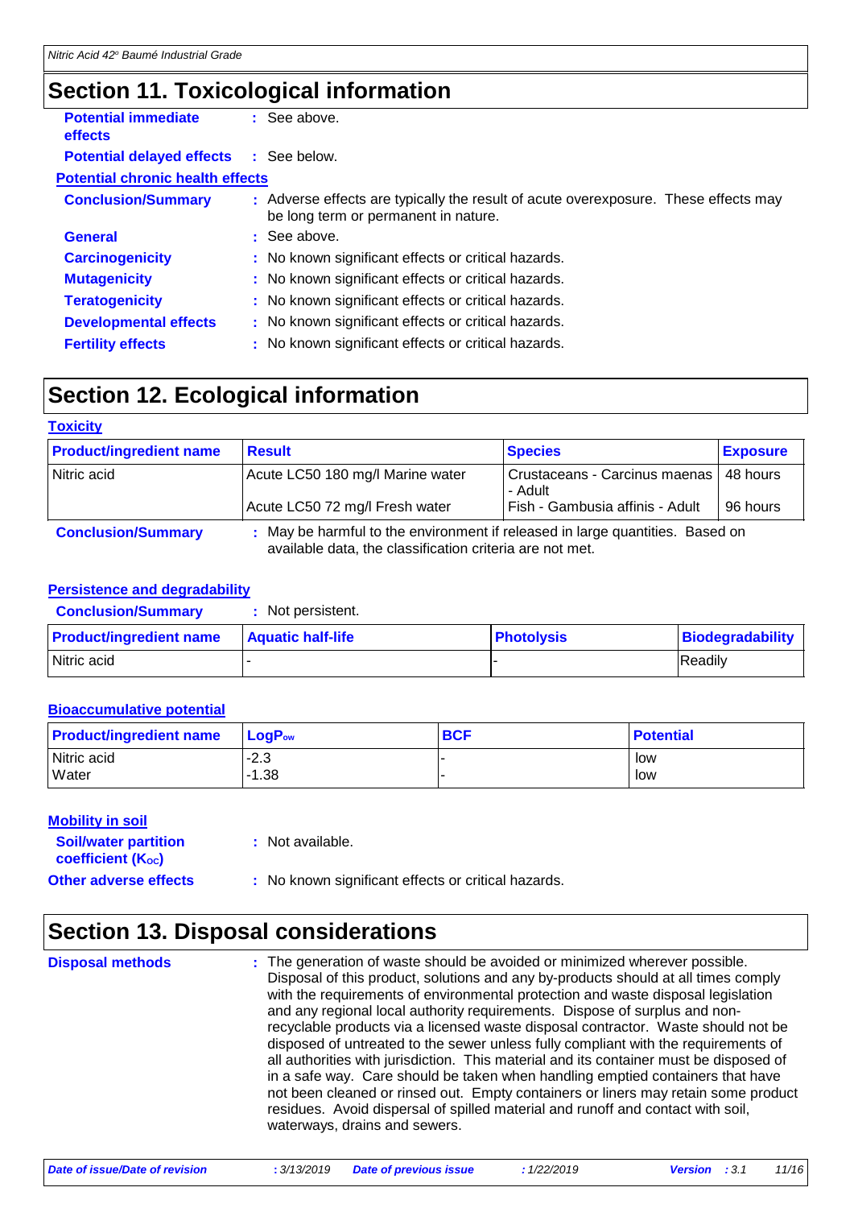## Section 11. Toxicological information

**Potential immediate effects** : See above.

**Potential delayed effects** : See below.

**Potential chronic health effects**

**Conclusion/Summary** : Adverse effects are typically the result of acute overexposure. These effects may be long term or permanent in nature.

**General** : See above.

**Carcinogenicity** : No known significant effects or critical hazards.

**Mutagenicity** : No known significant effects or critical hazards.

**Teratogenicity** : No known significant effects or critical hazards.

**Developmental effects** : No known significant effects or critical hazards.

**Fertility effects** : No known significant effects or critical hazards.

## Section 12. Ecological information

**Toxicity**

| Product/ingredient name | Result | Species | Exposure |
|---|---|---|---|
| Nitric acid | Acute LC50 180 mg/l Marine water | Crustaceans - Carcinus maenas - Adult | 48 hours |
| | Acute LC50 72 mg/l Fresh water | Fish - Gambusia affinis - Adult | 96 hours |

**Conclusion/Summary** : May be harmful to the environment if released in large quantities. Based on available data, the classification criteria are not met.

**Persistence and degradability**

**Conclusion/Summary** : Not persistent.

| Product/ingredient name | Aquatic half-life | Photolysis | Biodegradability |
|---|---|---|---|
| Nitric acid | - | - | Readily |

**Bioaccumulative potential**

| Product/ingredient name | $LogP_{ow}$ | BCF | Potential |
|---|---|---|---|
| Nitric acid | -2.3 | - | low |
| Water | -1.38 | - | low |

**Mobility in soil**

**Soil/water partition coefficient ($K_{OC}$)** : Not available.

**Other adverse effects** : No known significant effects or critical hazards.

## Section 13. Disposal considerations

**Disposal methods** : The generation of waste should be avoided or minimized wherever possible. Disposal of this product, solutions and any by-products should at all times comply with the requirements of environmental protection and waste disposal legislation and any regional local authority requirements. Dispose of surplus and non-recyclable products via a licensed waste disposal contractor. Waste should not be disposed of untreated to the sewer unless fully compliant with the requirements of all authorities with jurisdiction. This material and its container must be disposed of in a safe way. Care should be taken when handling emptied containers that have not been cleaned or rinsed out. Empty containers or liners may retain some product residues. Avoid dispersal of spilled material and runoff and contact with soil, waterways, drains and sewers.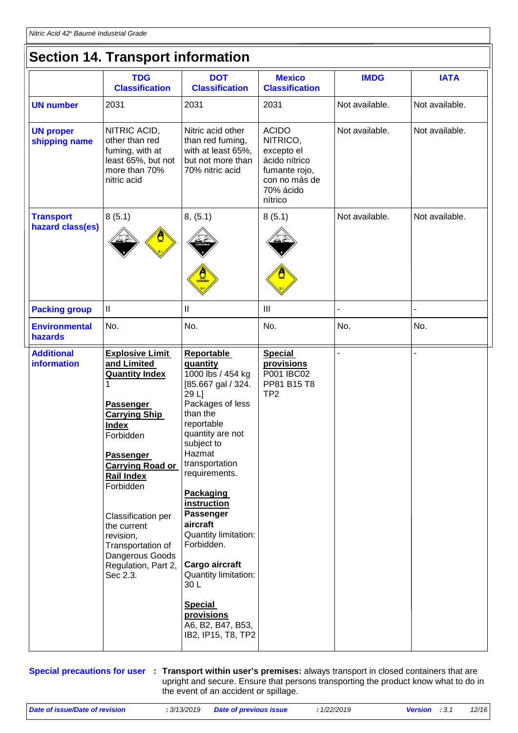## Section 14. Transport information

| | TDG Classification | DOT Classification | Mexico Classification | IMDG | IATA |
|---|---|---|---|---|---|
| **UN number** | 2031 | 2031 | 2031 | Not available. | Not available. |
| **UN proper shipping name** | NITRIC ACID, other than red fuming, with at least 65%, but not more than 70% nitric acid | Nitric acid other than red fuming, with at least 65%, but not more than 70% nitric acid | ACIDO NITRICO, excepto el ácido nítrico fumante rojo, con no más de 70% ácido nítrico | Not available. | Not available. |
| **Transport hazard class(es)** | 8 (5.1) | 8, (5.1) | 8 (5.1) | Not available. | Not available. |
| **Packing group** | II | II | III | - | - |
| **Environmental hazards** | No. | No. | No. | No. | No. |
| **Additional information** | **Explosive Limit and Limited Quantity Index** 1<br><br>**Passenger Carrying Ship Index** Forbidden<br><br>**Passenger Carrying Road or Rail Index** Forbidden<br><br>Classification per the current revision, Transportation of Dangerous Goods Regulation, Part 2, Sec 2.3. | **Reportable quantity** 1000 lbs / 454 kg [85.667 gal / 324.29 L] Packages of less than the reportable quantity are not subject to Hazmat transportation requirements.<br><br>**Packaging instruction**<br>**Passenger aircraft** Quantity limitation: Forbidden.<br><br>**Cargo aircraft** Quantity limitation: 30 L<br><br>**Special provisions** A6, B2, B47, B53, IB2, IP15, T8, TP2 | **Special provisions** P001 IBC02 PP81 B15 T8 TP2 | - | - |

**Special precautions for user** : **Transport within user's premises:** always transport in closed containers that are upright and secure. Ensure that persons transporting the product know what to do in the event of an accident or spillage.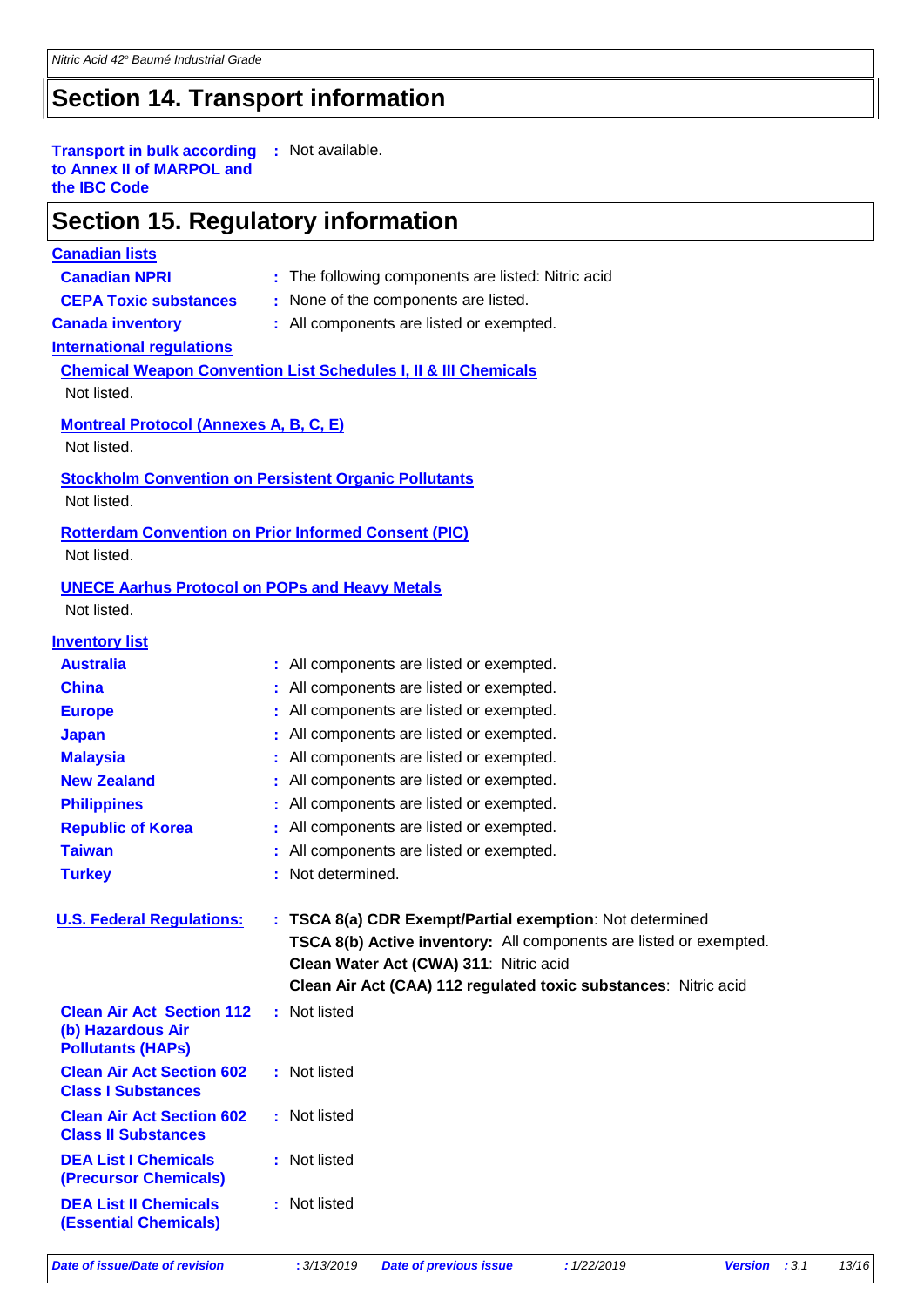## Section 14. Transport information

**Transport in bulk according to Annex II of MARPOL and the IBC Code** : Not available.

## Section 15. Regulatory information

**Canadian lists**

**Canadian NPRI** : The following components are listed: Nitric acid

**CEPA Toxic substances** : None of the components are listed.

**Canada inventory** : All components are listed or exempted.

**International regulations**

**Chemical Weapon Convention List Schedules I, II & III Chemicals**

Not listed.

**Montreal Protocol (Annexes A, B, C, E)**

Not listed.

**Stockholm Convention on Persistent Organic Pollutants**

Not listed.

**Rotterdam Convention on Prior Informed Consent (PIC)**

Not listed.

**UNECE Aarhus Protocol on POPs and Heavy Metals**

Not listed.

**Inventory list**

**Australia** : All components are listed or exempted.

**China** : All components are listed or exempted.

**Europe** : All components are listed or exempted.

**Japan** : All components are listed or exempted.

**Malaysia** : All components are listed or exempted.

**New Zealand** : All components are listed or exempted.

**Philippines** : All components are listed or exempted.

**Republic of Korea** : All components are listed or exempted.

**Taiwan** : All components are listed or exempted.

**Turkey** : Not determined.

**U.S. Federal Regulations:** : **TSCA 8(a) CDR Exempt/Partial exemption**: Not determined
**TSCA 8(b) Active inventory:** All components are listed or exempted.
**Clean Water Act (CWA) 311**: Nitric acid
**Clean Air Act (CAA) 112 regulated toxic substances**: Nitric acid

**Clean Air Act Section 112 (b) Hazardous Air Pollutants (HAPs)** : Not listed

**Clean Air Act Section 602 Class I Substances** : Not listed

**Clean Air Act Section 602 Class II Substances** : Not listed

**DEA List I Chemicals (Precursor Chemicals)** : Not listed

**DEA List II Chemicals (Essential Chemicals)** : Not listed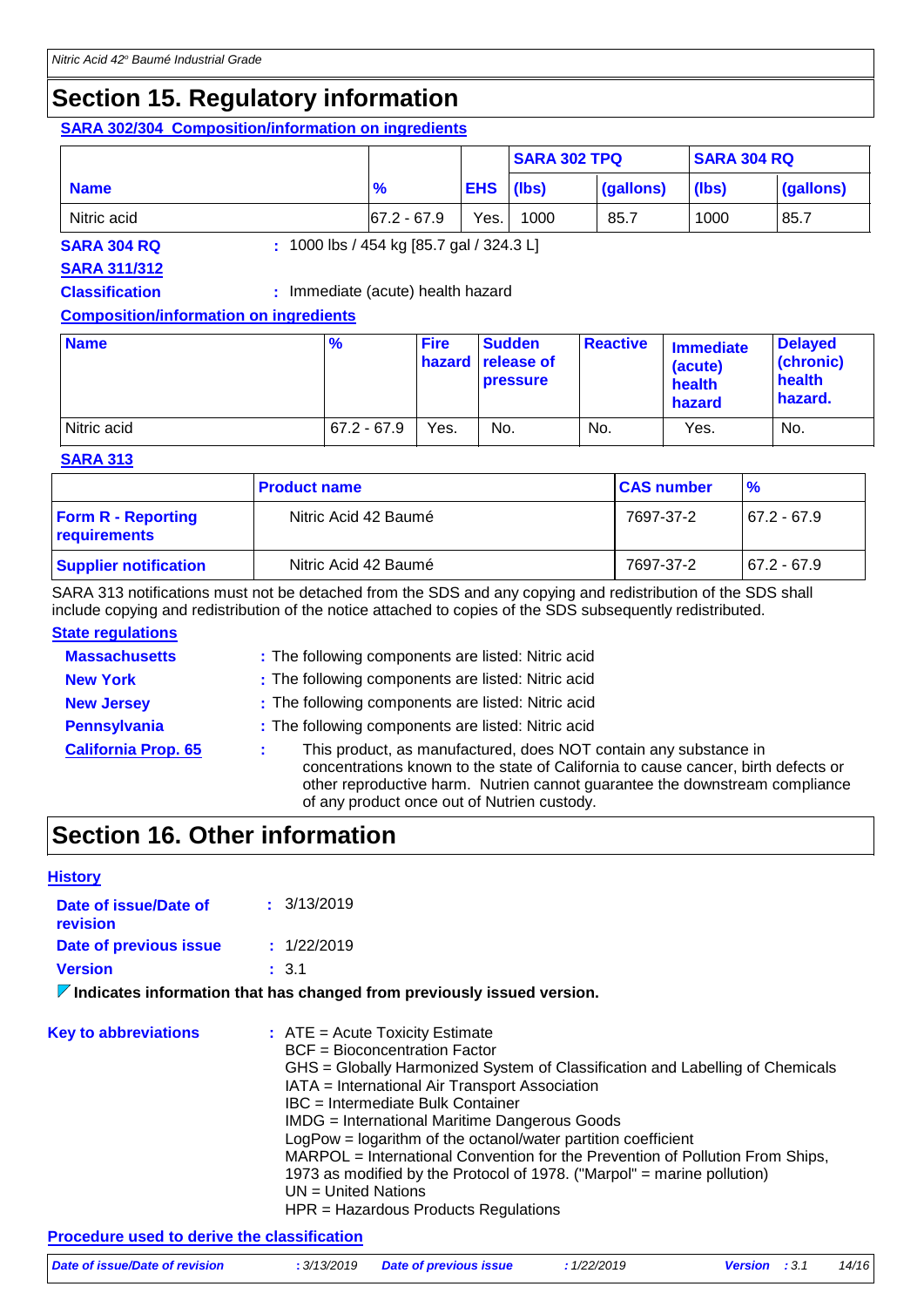## Section 15. Regulatory information

**SARA 302/304 Composition/information on ingredients**

| | | | SARA 302 TPQ | | SARA 304 RQ | |
|---|---|---|---|---|---|---|
| **Name** | **%** | **EHS** | **(lbs)** | **(gallons)** | **(lbs)** | **(gallons)** |
| Nitric acid | 67.2 - 67.9 | Yes. | 1000 | 85.7 | 1000 | 85.7 |

**SARA 304 RQ** : 1000 lbs / 454 kg [85.7 gal / 324.3 L]

**SARA 311/312**

**Classification** : Immediate (acute) health hazard

**Composition/information on ingredients**

| Name | % | Fire hazard | Sudden release of pressure | Reactive | Immediate (acute) health hazard | Delayed (chronic) health hazard. |
|---|---|---|---|---|---|---|
| Nitric acid | 67.2 - 67.9 | Yes. | No. | No. | Yes. | No. |

**SARA 313**

| | Product name | CAS number | % |
|---|---|---|---|
| **Form R - Reporting requirements** | Nitric Acid 42 Baumé | 7697-37-2 | 67.2 - 67.9 |
| **Supplier notification** | Nitric Acid 42 Baumé | 7697-37-2 | 67.2 - 67.9 |

SARA 313 notifications must not be detached from the SDS and any copying and redistribution of the SDS shall include copying and redistribution of the notice attached to copies of the SDS subsequently redistributed.

**State regulations**

**Massachusetts** : The following components are listed: Nitric acid

**New York** : The following components are listed: Nitric acid

**New Jersey** : The following components are listed: Nitric acid

**Pennsylvania** : The following components are listed: Nitric acid

**California Prop. 65** : This product, as manufactured, does NOT contain any substance in concentrations known to the state of California to cause cancer, birth defects or other reproductive harm. Nutrien cannot guarantee the downstream compliance of any product once out of Nutrien custody.

## Section 16. Other information

**History**

**Date of issue/Date of revision** : 3/13/2019

**Date of previous issue** : 1/22/2019

**Version** : 3.1

**Indicates information that has changed from previously issued version.**

**Key to abbreviations** : ATE = Acute Toxicity Estimate
BCF = Bioconcentration Factor
GHS = Globally Harmonized System of Classification and Labelling of Chemicals
IATA = International Air Transport Association
IBC = Intermediate Bulk Container
IMDG = International Maritime Dangerous Goods
LogPow = logarithm of the octanol/water partition coefficient
MARPOL = International Convention for the Prevention of Pollution From Ships, 1973 as modified by the Protocol of 1978. ("Marpol" = marine pollution)
UN = United Nations
HPR = Hazardous Products Regulations

**Procedure used to derive the classification**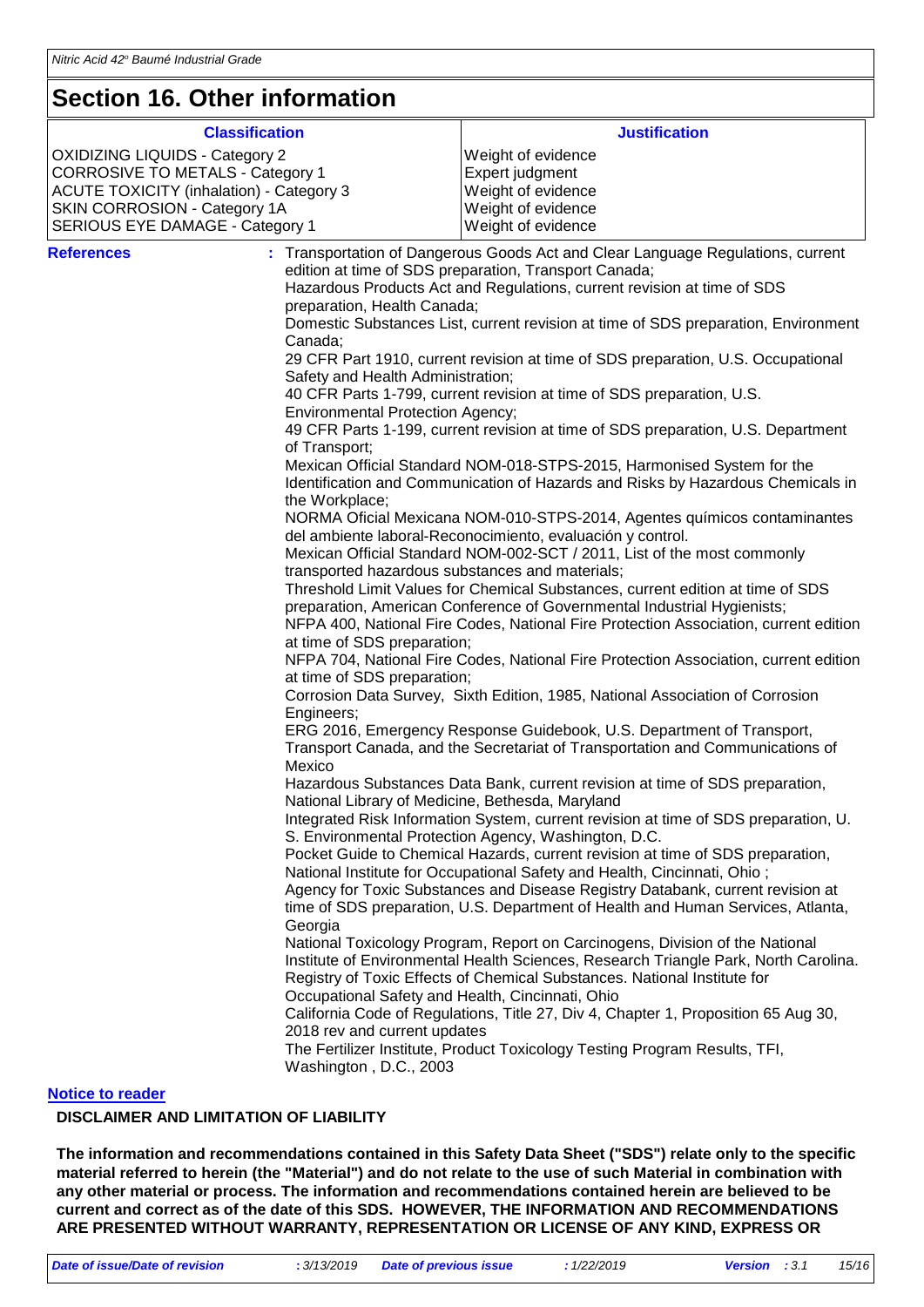# Section 16. Other information

| Classification | Justification |
| --- | --- |
| OXIDIZING LIQUIDS - Category 2 | Weight of evidence |
| CORROSIVE TO METALS - Category 1 | Expert judgment |
| ACUTE TOXICITY (inhalation) - Category 3 | Weight of evidence |
| SKIN CORROSION - Category 1A | Weight of evidence |
| SERIOUS EYE DAMAGE - Category 1 | Weight of evidence |

**References** : Transportation of Dangerous Goods Act and Clear Language Regulations, current edition at time of SDS preparation, Transport Canada;
Hazardous Products Act and Regulations, current revision at time of SDS preparation, Health Canada;
Domestic Substances List, current revision at time of SDS preparation, Environment Canada;
29 CFR Part 1910, current revision at time of SDS preparation, U.S. Occupational Safety and Health Administration;
40 CFR Parts 1-799, current revision at time of SDS preparation, U.S. Environmental Protection Agency;
49 CFR Parts 1-199, current revision at time of SDS preparation, U.S. Department of Transport;
Mexican Official Standard NOM-018-STPS-2015, Harmonised System for the Identification and Communication of Hazards and Risks by Hazardous Chemicals in the Workplace;
NORMA Oficial Mexicana NOM-010-STPS-2014, Agentes químicos contaminantes del ambiente laboral-Reconocimiento, evaluación y control.
Mexican Official Standard NOM-002-SCT / 2011, List of the most commonly transported hazardous substances and materials;
Threshold Limit Values for Chemical Substances, current edition at time of SDS preparation, American Conference of Governmental Industrial Hygienists;
NFPA 400, National Fire Codes, National Fire Protection Association, current edition at time of SDS preparation;
NFPA 704, National Fire Codes, National Fire Protection Association, current edition at time of SDS preparation;
Corrosion Data Survey, Sixth Edition, 1985, National Association of Corrosion Engineers;
ERG 2016, Emergency Response Guidebook, U.S. Department of Transport, Transport Canada, and the Secretariat of Transportation and Communications of Mexico
Hazardous Substances Data Bank, current revision at time of SDS preparation, National Library of Medicine, Bethesda, Maryland
Integrated Risk Information System, current revision at time of SDS preparation, U. S. Environmental Protection Agency, Washington, D.C.
Pocket Guide to Chemical Hazards, current revision at time of SDS preparation, National Institute for Occupational Safety and Health, Cincinnati, Ohio ;
Agency for Toxic Substances and Disease Registry Databank, current revision at time of SDS preparation, U.S. Department of Health and Human Services, Atlanta, Georgia
National Toxicology Program, Report on Carcinogens, Division of the National Institute of Environmental Health Sciences, Research Triangle Park, North Carolina.
Registry of Toxic Effects of Chemical Substances. National Institute for Occupational Safety and Health, Cincinnati, Ohio
California Code of Regulations, Title 27, Div 4, Chapter 1, Proposition 65 Aug 30, 2018 rev and current updates
The Fertilizer Institute, Product Toxicology Testing Program Results, TFI, Washington , D.C., 2003

**Notice to reader**

**DISCLAIMER AND LIMITATION OF LIABILITY**

**The information and recommendations contained in this Safety Data Sheet ("SDS") relate only to the specific material referred to herein (the "Material") and do not relate to the use of such Material in combination with any other material or process. The information and recommendations contained herein are believed to be current and correct as of the date of this SDS. HOWEVER, THE INFORMATION AND RECOMMENDATIONS ARE PRESENTED WITHOUT WARRANTY, REPRESENTATION OR LICENSE OF ANY KIND, EXPRESS OR**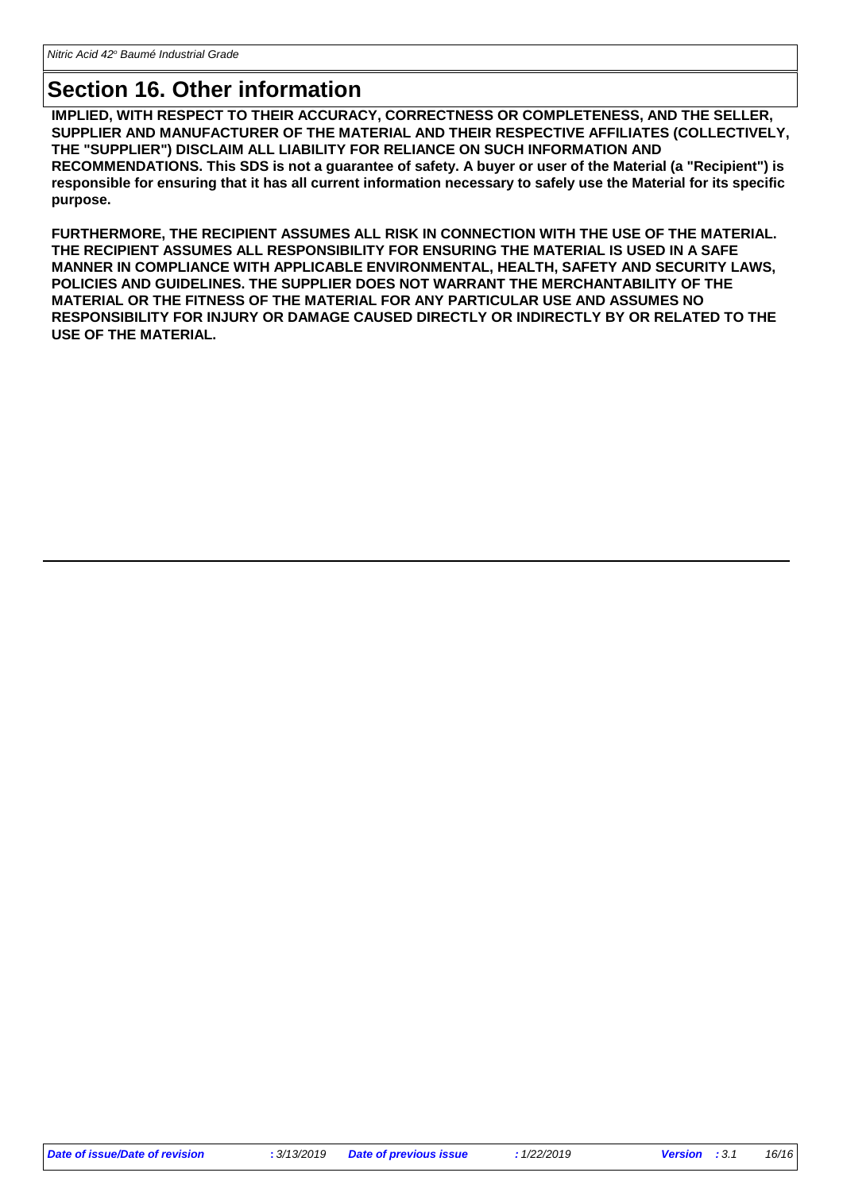## Section 16. Other information

**IMPLIED, WITH RESPECT TO THEIR ACCURACY, CORRECTNESS OR COMPLETENESS, AND THE SELLER, SUPPLIER AND MANUFACTURER OF THE MATERIAL AND THEIR RESPECTIVE AFFILIATES (COLLECTIVELY, THE "SUPPLIER") DISCLAIM ALL LIABILITY FOR RELIANCE ON SUCH INFORMATION AND RECOMMENDATIONS. This SDS is not a guarantee of safety. A buyer or user of the Material (a "Recipient") is responsible for ensuring that it has all current information necessary to safely use the Material for its specific purpose.**

**FURTHERMORE, THE RECIPIENT ASSUMES ALL RISK IN CONNECTION WITH THE USE OF THE MATERIAL. THE RECIPIENT ASSUMES ALL RESPONSIBILITY FOR ENSURING THE MATERIAL IS USED IN A SAFE MANNER IN COMPLIANCE WITH APPLICABLE ENVIRONMENTAL, HEALTH, SAFETY AND SECURITY LAWS, POLICIES AND GUIDELINES. THE SUPPLIER DOES NOT WARRANT THE MERCHANTABILITY OF THE MATERIAL OR THE FITNESS OF THE MATERIAL FOR ANY PARTICULAR USE AND ASSUMES NO RESPONSIBILITY FOR INJURY OR DAMAGE CAUSED DIRECTLY OR INDIRECTLY BY OR RELATED TO THE USE OF THE MATERIAL.**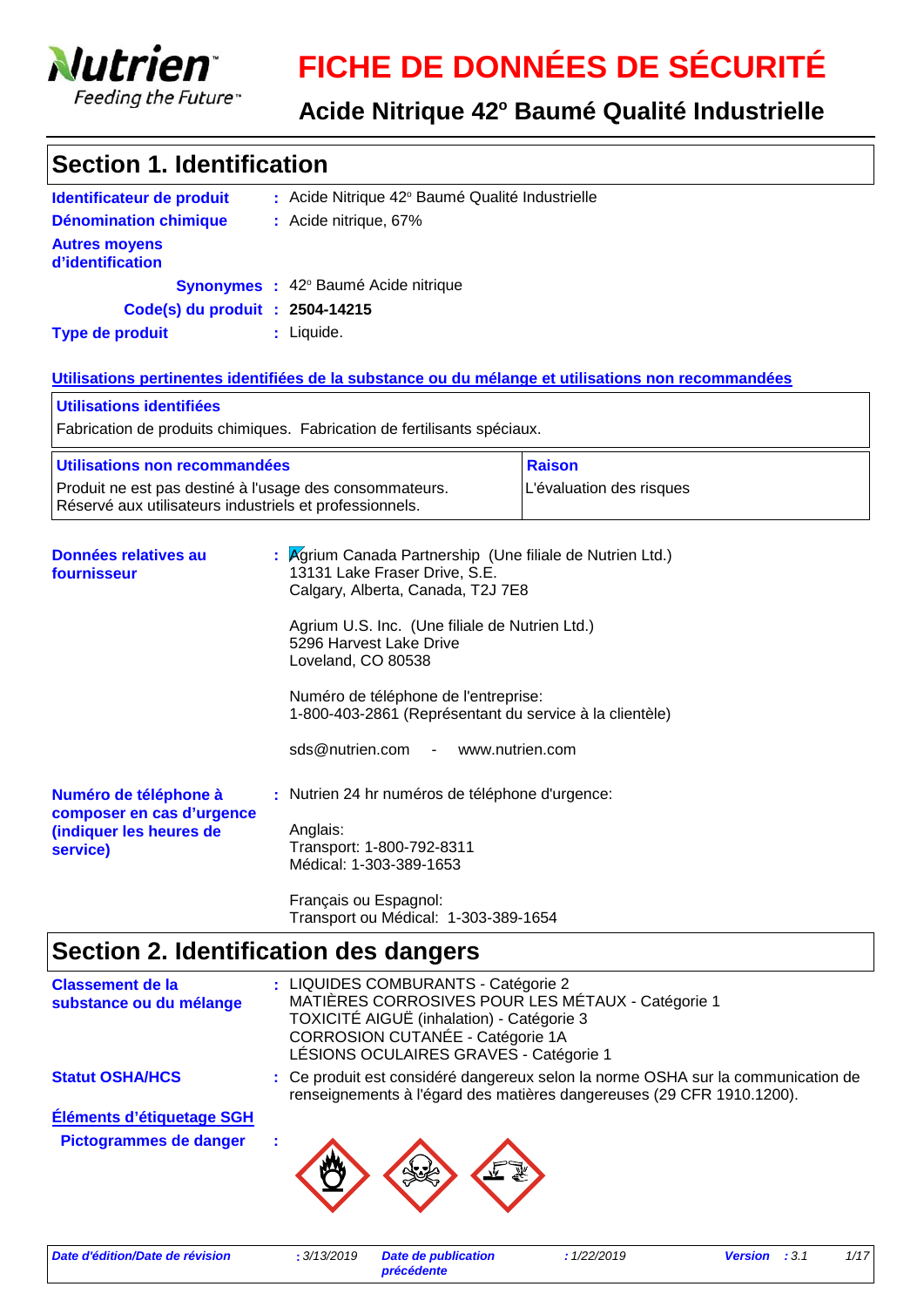**Nutrien** Feeding the Future™

# FICHE DE DONNÉES DE SÉCURITÉ

## Acide Nitrique 42° Baumé Qualité Industrielle

## Section 1. Identification

**Identificateur de produit** : Acide Nitrique 42° Baumé Qualité Industrielle

**Dénomination chimique** : Acide nitrique, 67%

**Autres moyens d'identification**

**Synonymes** : 42° Baumé Acide nitrique

**Code(s) du produit** : **2504-14215**

**Type de produit** : Liquide.

**Utilisations pertinentes identifiées de la substance ou du mélange et utilisations non recommandées**

| Utilisations identifiées |
|---|
| Fabrication de produits chimiques. Fabrication de fertilisants spéciaux. |

| Utilisations non recommandées | Raison |
|---|---|
| Produit ne est pas destiné à l'usage des consommateurs. Réservé aux utilisateurs industriels et professionnels. | L'évaluation des risques |

**Données relatives au fournisseur** : Agrium Canada Partnership (Une filiale de Nutrien Ltd.)
13131 Lake Fraser Drive, S.E.
Calgary, Alberta, Canada, T2J 7E8

Agrium U.S. Inc. (Une filiale de Nutrien Ltd.)
5296 Harvest Lake Drive
Loveland, CO 80538

Numéro de téléphone de l'entreprise:
1-800-403-2861 (Représentant du service à la clientèle)

sds@nutrien.com - www.nutrien.com

**Numéro de téléphone à composer en cas d'urgence (indiquer les heures de service)** : Nutrien 24 hr numéros de téléphone d'urgence:

Anglais:
Transport: 1-800-792-8311
Médical: 1-303-389-1653

Français ou Espagnol:
Transport ou Médical: 1-303-389-1654

## Section 2. Identification des dangers

**Classement de la substance ou du mélange** : LIQUIDES COMBURANTS - Catégorie 2
MATIÈRES CORROSIVES POUR LES MÉTAUX - Catégorie 1
TOXICITÉ AIGUË (inhalation) - Catégorie 3
CORROSION CUTANÉE - Catégorie 1A
LÉSIONS OCULAIRES GRAVES - Catégorie 1

**Statut OSHA/HCS** : Ce produit est considéré dangereux selon la norme OSHA sur la communication de renseignements à l'égard des matières dangereuses (29 CFR 1910.1200).

**Éléments d'étiquetage SGH**

**Pictogrammes de danger** :

| *Date d'édition/Date de révision* | : 3/13/2019 | *Date de publication précédente* | : 1/22/2019 | *Version* | : 3.1 |
|---|---|---|---|---|---|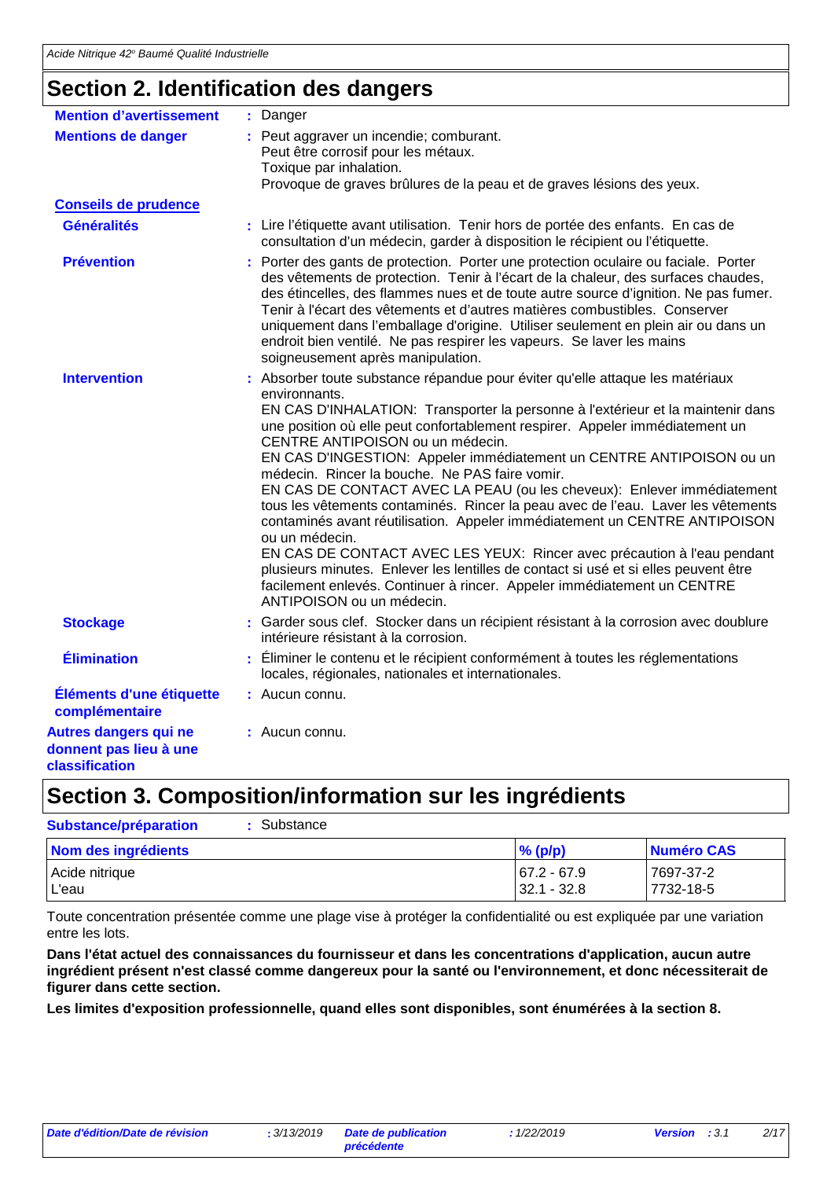## Section 2. Identification des dangers

**Mention d'avertissement** : Danger

**Mentions de danger** : Peut aggraver un incendie; comburant.
Peut être corrosif pour les métaux.
Toxique par inhalation.
Provoque de graves brûlures de la peau et de graves lésions des yeux.

**Conseils de prudence**

**Généralités** : Lire l'étiquette avant utilisation. Tenir hors de portée des enfants. En cas de consultation d'un médecin, garder à disposition le récipient ou l'étiquette.

**Prévention** : Porter des gants de protection. Porter une protection oculaire ou faciale. Porter des vêtements de protection. Tenir à l'écart de la chaleur, des surfaces chaudes, des étincelles, des flammes nues et de toute autre source d'ignition. Ne pas fumer. Tenir à l'écart des vêtements et d'autres matières combustibles. Conserver uniquement dans l'emballage d'origine. Utiliser seulement en plein air ou dans un endroit bien ventilé. Ne pas respirer les vapeurs. Se laver les mains soigneusement après manipulation.

**Intervention** : Absorber toute substance répandue pour éviter qu'elle attaque les matériaux environnants.
EN CAS D'INHALATION: Transporter la personne à l'extérieur et la maintenir dans une position où elle peut confortablement respirer. Appeler immédiatement un CENTRE ANTIPOISON ou un médecin.
EN CAS D'INGESTION: Appeler immédiatement un CENTRE ANTIPOISON ou un médecin. Rincer la bouche. Ne PAS faire vomir.
EN CAS DE CONTACT AVEC LA PEAU (ou les cheveux): Enlever immédiatement tous les vêtements contaminés. Rincer la peau avec de l'eau. Laver les vêtements contaminés avant réutilisation. Appeler immédiatement un CENTRE ANTIPOISON ou un médecin.
EN CAS DE CONTACT AVEC LES YEUX: Rincer avec précaution à l'eau pendant plusieurs minutes. Enlever les lentilles de contact si usé et si elles peuvent être facilement enlevés. Continuer à rincer. Appeler immédiatement un CENTRE ANTIPOISON ou un médecin.

**Stockage** : Garder sous clef. Stocker dans un récipient résistant à la corrosion avec doublure intérieure résistant à la corrosion.

**Élimination** : Éliminer le contenu et le récipient conformément à toutes les réglementations locales, régionales, nationales et internationales.

**Éléments d'une étiquette complémentaire** : Aucun connu.

**Autres dangers qui ne donnent pas lieu à une classification** : Aucun connu.

## Section 3. Composition/information sur les ingrédients

**Substance/préparation** : Substance

| Nom des ingrédients | % (p/p) | Numéro CAS |
|---|---|---|
| Acide nitrique | 67.2 - 67.9 | 7697-37-2 |
| L'eau | 32.1 - 32.8 | 7732-18-5 |

Toute concentration présentée comme une plage vise à protéger la confidentialité ou est expliquée par une variation entre les lots.

**Dans l'état actuel des connaissances du fournisseur et dans les concentrations d'application, aucun autre ingrédient présent n'est classé comme dangereux pour la santé ou l'environnement, et donc nécessiterait de figurer dans cette section.**

**Les limites d'exposition professionnelle, quand elles sont disponibles, sont énumérées à la section 8.**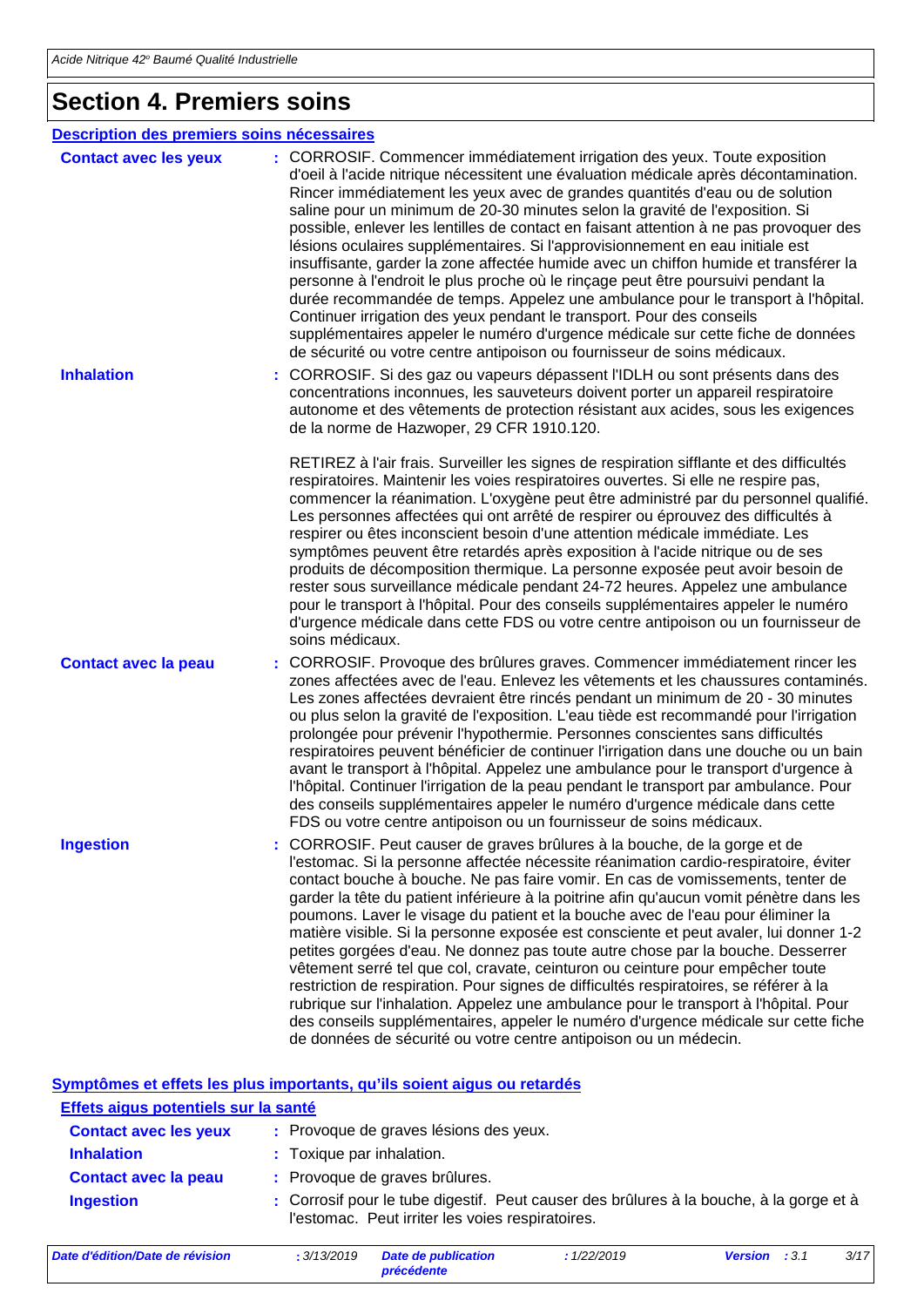# Section 4. Premiers soins

### Description des premiers soins nécessaires

**Contact avec les yeux** : CORROSIF. Commencer immédiatement irrigation des yeux. Toute exposition d'oeil à l'acide nitrique nécessitent une évaluation médicale après décontamination. Rincer immédiatement les yeux avec de grandes quantités d'eau ou de solution saline pour un minimum de 20-30 minutes selon la gravité de l'exposition. Si possible, enlever les lentilles de contact en faisant attention à ne pas provoquer des lésions oculaires supplémentaires. Si l'approvisionnement en eau initiale est insuffisante, garder la zone affectée humide avec un chiffon humide et transférer la personne à l'endroit le plus proche où le rinçage peut être poursuivi pendant la durée recommandée de temps. Appelez une ambulance pour le transport à l'hôpital. Continuer irrigation des yeux pendant le transport. Pour des conseils supplémentaires appeler le numéro d'urgence médicale sur cette fiche de données de sécurité ou votre centre antipoison ou fournisseur de soins médicaux.

**Inhalation** : CORROSIF. Si des gaz ou vapeurs dépassent l'IDLH ou sont présents dans des concentrations inconnues, les sauveteurs doivent porter un appareil respiratoire autonome et des vêtements de protection résistant aux acides, sous les exigences de la norme de Hazwoper, 29 CFR 1910.120.

RETIREZ à l'air frais. Surveiller les signes de respiration sifflante et des difficultés respiratoires. Maintenir les voies respiratoires ouvertes. Si elle ne respire pas, commencer la réanimation. L'oxygène peut être administré par du personnel qualifié. Les personnes affectées qui ont arrêté de respirer ou éprouvez des difficultés à respirer ou êtes inconscient besoin d'une attention médicale immédiate. Les symptômes peuvent être retardés après exposition à l'acide nitrique ou de ses produits de décomposition thermique. La personne exposée peut avoir besoin de rester sous surveillance médicale pendant 24-72 heures. Appelez une ambulance pour le transport à l'hôpital. Pour des conseils supplémentaires appeler le numéro d'urgence médicale dans cette FDS ou votre centre antipoison ou un fournisseur de soins médicaux.

**Contact avec la peau** : CORROSIF. Provoque des brûlures graves. Commencer immédiatement rincer les zones affectées avec de l'eau. Enlevez les vêtements et les chaussures contaminés. Les zones affectées devraient être rincés pendant un minimum de 20 - 30 minutes ou plus selon la gravité de l'exposition. L'eau tiède est recommandé pour l'irrigation prolongée pour prévenir l'hypothermie. Personnes conscientes sans difficultés respiratoires peuvent bénéficier de continuer l'irrigation dans une douche ou un bain avant le transport à l'hôpital. Appelez une ambulance pour le transport d'urgence à l'hôpital. Continuer l'irrigation de la peau pendant le transport par ambulance. Pour des conseils supplémentaires appeler le numéro d'urgence médicale dans cette FDS ou votre centre antipoison ou un fournisseur de soins médicaux.

**Ingestion** : CORROSIF. Peut causer de graves brûlures à la bouche, de la gorge et de l'estomac. Si la personne affectée nécessite réanimation cardio-respiratoire, éviter contact bouche à bouche. Ne pas faire vomir. En cas de vomissements, tenter de garder la tête du patient inférieure à la poitrine afin qu'aucun vomit pénètre dans les poumons. Laver le visage du patient et la bouche avec de l'eau pour éliminer la matière visible. Si la personne exposée est consciente et peut avaler, lui donner 1-2 petites gorgées d'eau. Ne donnez pas toute autre chose par la bouche. Desserrer vêtement serré tel que col, cravate, ceinturon ou ceinture pour empêcher toute restriction de respiration. Pour signes de difficultés respiratoires, se référer à la rubrique sur l'inhalation. Appelez une ambulance pour le transport à l'hôpital. Pour des conseils supplémentaires, appeler le numéro d'urgence médicale sur cette fiche de données de sécurité ou votre centre antipoison ou un médecin.

### Symptômes et effets les plus importants, qu'ils soient aigus ou retardés

#### Effets aigus potentiels sur la santé

**Contact avec les yeux** : Provoque de graves lésions des yeux.

**Inhalation** : Toxique par inhalation.

**Contact avec la peau** : Provoque de graves brûlures.

**Ingestion** : Corrosif pour le tube digestif. Peut causer des brûlures à la bouche, à la gorge et à l'estomac. Peut irriter les voies respiratoires.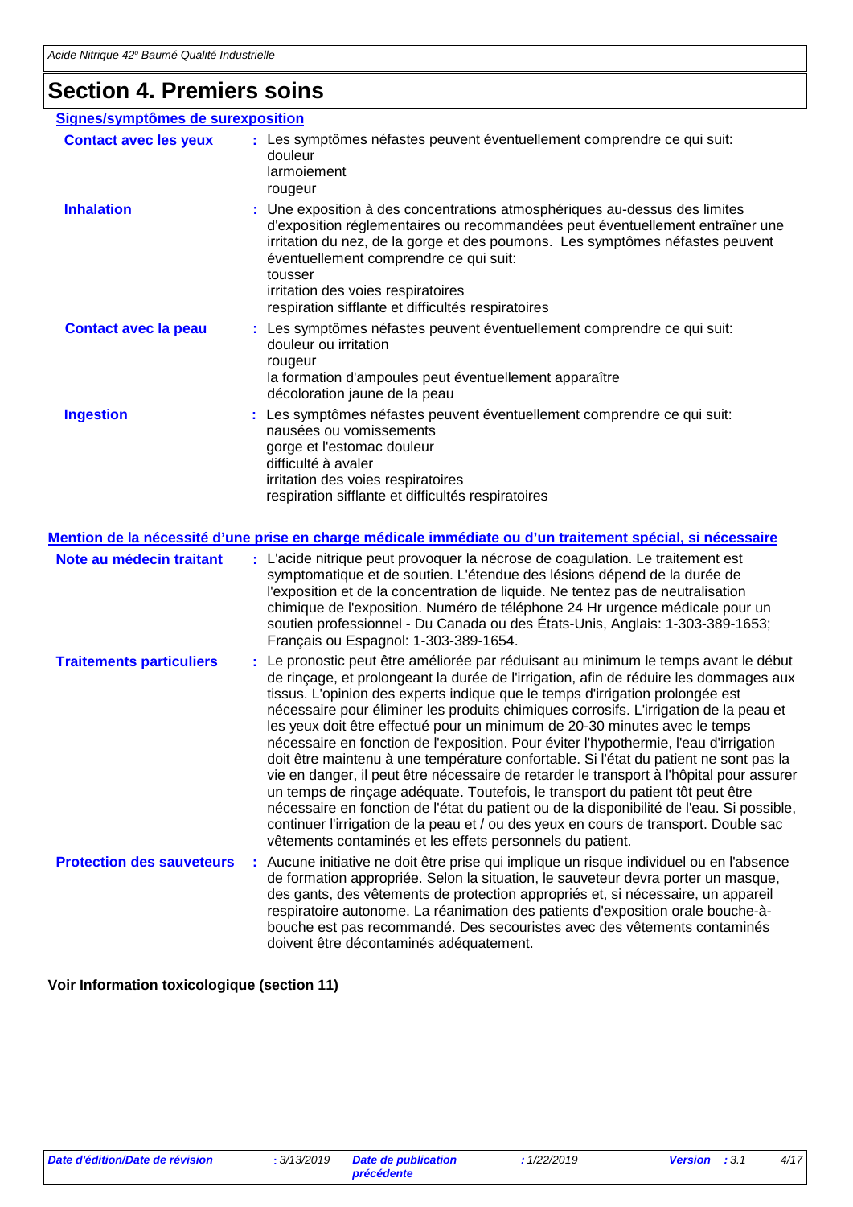# Section 4. Premiers soins

**Signes/symptômes de surexposition**

**Contact avec les yeux** : Les symptômes néfastes peuvent éventuellement comprendre ce qui suit:
douleur
larmoiement
rougeur

**Inhalation** : Une exposition à des concentrations atmosphériques au-dessus des limites d'exposition réglementaires ou recommandées peut éventuellement entraîner une irritation du nez, de la gorge et des poumons. Les symptômes néfastes peuvent éventuellement comprendre ce qui suit:
tousser
irritation des voies respiratoires
respiration sifflante et difficultés respiratoires

**Contact avec la peau** : Les symptômes néfastes peuvent éventuellement comprendre ce qui suit:
douleur ou irritation
rougeur
la formation d'ampoules peut éventuellement apparaître
décoloration jaune de la peau

**Ingestion** : Les symptômes néfastes peuvent éventuellement comprendre ce qui suit:
nausées ou vomissements
gorge et l'estomac douleur
difficulté à avaler
irritation des voies respiratoires
respiration sifflante et difficultés respiratoires

**Mention de la nécessité d'une prise en charge médicale immédiate ou d'un traitement spécial, si nécessaire**

**Note au médecin traitant** : L'acide nitrique peut provoquer la nécrose de coagulation. Le traitement est symptomatique et de soutien. L'étendue des lésions dépend de la durée de l'exposition et de la concentration de liquide. Ne tentez pas de neutralisation chimique de l'exposition. Numéro de téléphone 24 Hr urgence médicale pour un soutien professionnel - Du Canada ou des États-Unis, Anglais: 1-303-389-1653; Français ou Espagnol: 1-303-389-1654.

**Traitements particuliers** : Le pronostic peut être améliorée par réduisant au minimum le temps avant le début de rinçage, et prolongeant la durée de l'irrigation, afin de réduire les dommages aux tissus. L'opinion des experts indique que le temps d'irrigation prolongée est nécessaire pour éliminer les produits chimiques corrosifs. L'irrigation de la peau et les yeux doit être effectué pour un minimum de 20-30 minutes avec le temps nécessaire en fonction de l'exposition. Pour éviter l'hypothermie, l'eau d'irrigation doit être maintenu à une température confortable. Si l'état du patient ne sont pas la vie en danger, il peut être nécessaire de retarder le transport à l'hôpital pour assurer un temps de rinçage adéquate. Toutefois, le transport du patient tôt peut être nécessaire en fonction de l'état du patient ou de la disponibilité de l'eau. Si possible, continuer l'irrigation de la peau et / ou des yeux en cours de transport. Double sac vêtements contaminés et les effets personnels du patient.

**Protection des sauveteurs** : Aucune initiative ne doit être prise qui implique un risque individuel ou en l'absence de formation appropriée. Selon la situation, le sauveteur devra porter un masque, des gants, des vêtements de protection appropriés et, si nécessaire, un appareil respiratoire autonome. La réanimation des patients d'exposition orale bouche-à-bouche est pas recommandé. Des secouristes avec des vêtements contaminés doivent être décontaminés adéquatement.

**Voir Information toxicologique (section 11)**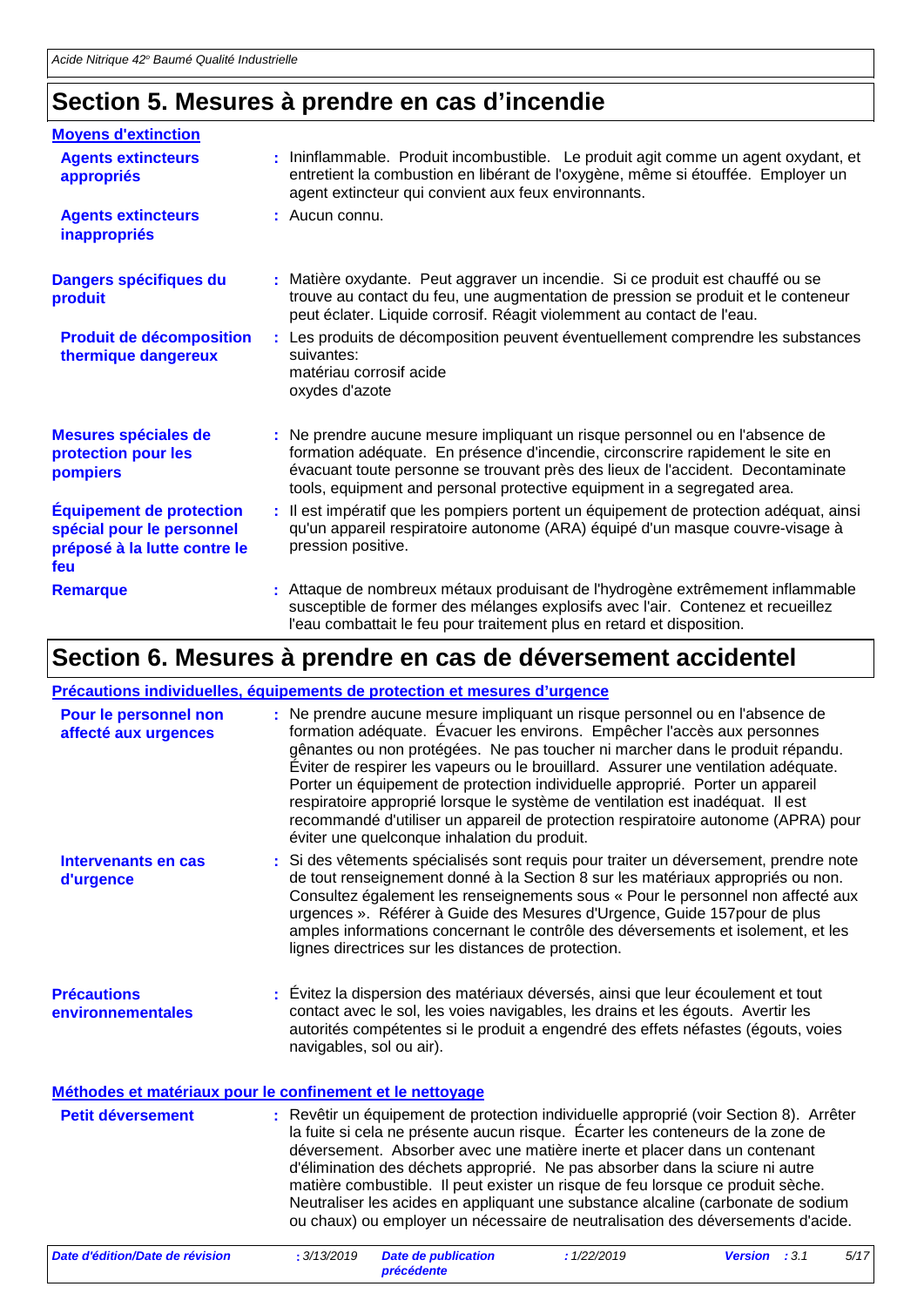## Section 5. Mesures à prendre en cas d'incendie

**Moyens d'extinction**

**Agents extincteurs appropriés** : Ininflammable. Produit incombustible. Le produit agit comme un agent oxydant, et entretient la combustion en libérant de l'oxygène, même si étouffée. Employer un agent extincteur qui convient aux feux environnants.

**Agents extincteurs inappropriés** : Aucun connu.

**Dangers spécifiques du produit** : Matière oxydante. Peut aggraver un incendie. Si ce produit est chauffé ou se trouve au contact du feu, une augmentation de pression se produit et le conteneur peut éclater. Liquide corrosif. Réagit violemment au contact de l'eau.

**Produit de décomposition thermique dangereux** : Les produits de décomposition peuvent éventuellement comprendre les substances suivantes:
matériau corrosif acide
oxydes d'azote

**Mesures spéciales de protection pour les pompiers** : Ne prendre aucune mesure impliquant un risque personnel ou en l'absence de formation adéquate. En présence d'incendie, circonscrire rapidement le site en évacuant toute personne se trouvant près des lieux de l'accident. Decontaminate tools, equipment and personal protective equipment in a segregated area.

**Équipement de protection spécial pour le personnel préposé à la lutte contre le feu** : Il est impératif que les pompiers portent un équipement de protection adéquat, ainsi qu'un appareil respiratoire autonome (ARA) équipé d'un masque couvre-visage à pression positive.

**Remarque** : Attaque de nombreux métaux produisant de l'hydrogène extrêmement inflammable susceptible de former des mélanges explosifs avec l'air. Contenez et recueillez l'eau combattait le feu pour traitement plus en retard et disposition.

## Section 6. Mesures à prendre en cas de déversement accidentel

**Précautions individuelles, équipements de protection et mesures d'urgence**

**Pour le personnel non affecté aux urgences** : Ne prendre aucune mesure impliquant un risque personnel ou en l'absence de formation adéquate. Évacuer les environs. Empêcher l'accès aux personnes gênantes ou non protégées. Ne pas toucher ni marcher dans le produit répandu. Éviter de respirer les vapeurs ou le brouillard. Assurer une ventilation adéquate. Porter un équipement de protection individuelle approprié. Porter un appareil respiratoire approprié lorsque le système de ventilation est inadéquat. Il est recommandé d'utiliser un appareil de protection respiratoire autonome (APRA) pour éviter une quelconque inhalation du produit.

**Intervenants en cas d'urgence** : Si des vêtements spécialisés sont requis pour traiter un déversement, prendre note de tout renseignement donné à la Section 8 sur les matériaux appropriés ou non. Consultez également les renseignements sous « Pour le personnel non affecté aux urgences ». Référer à Guide des Mesures d'Urgence, Guide 157pour de plus amples informations concernant le contrôle des déversements et isolement, et les lignes directrices sur les distances de protection.

**Précautions environnementales** : Évitez la dispersion des matériaux déversés, ainsi que leur écoulement et tout contact avec le sol, les voies navigables, les drains et les égouts. Avertir les autorités compétentes si le produit a engendré des effets néfastes (égouts, voies navigables, sol ou air).

**Méthodes et matériaux pour le confinement et le nettoyage**

**Petit déversement** : Revêtir un équipement de protection individuelle approprié (voir Section 8). Arrêter la fuite si cela ne présente aucun risque. Écarter les conteneurs de la zone de déversement. Absorber avec une matière inerte et placer dans un contenant d'élimination des déchets approprié. Ne pas absorber dans la sciure ni autre matière combustible. Il peut exister un risque de feu lorsque ce produit sèche. Neutraliser les acides en appliquant une substance alcaline (carbonate de sodium ou chaux) ou employer un nécessaire de neutralisation des déversements d'acide.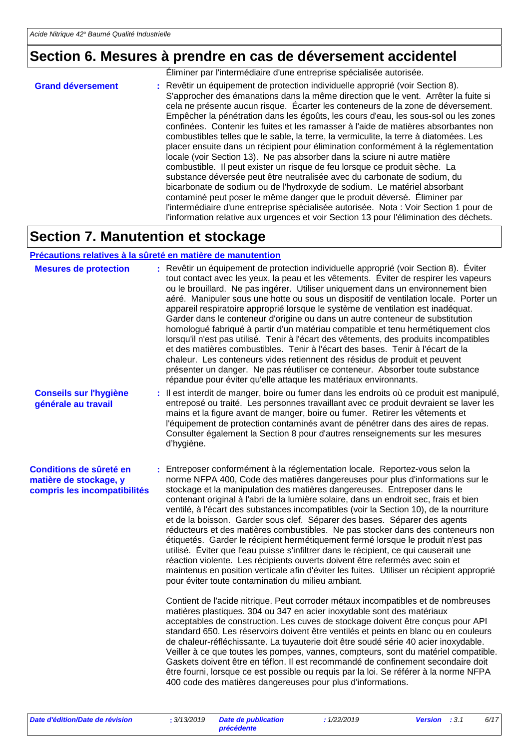## Section 6. Mesures à prendre en cas de déversement accidentel

Éliminer par l'intermédiaire d'une entreprise spécialisée autorisée.

**Grand déversement** : Revêtir un équipement de protection individuelle approprié (voir Section 8). S'approcher des émanations dans la même direction que le vent. Arrêter la fuite si cela ne présente aucun risque. Écarter les conteneurs de la zone de déversement. Empêcher la pénétration dans les égoûts, les cours d'eau, les sous-sol ou les zones confinées. Contenir les fuites et les ramasser à l'aide de matières absorbantes non combustibles telles que le sable, la terre, la vermiculite, la terre à diatomées. Les placer ensuite dans un récipient pour élimination conformément à la réglementation locale (voir Section 13). Ne pas absorber dans la sciure ni autre matière combustible. Il peut exister un risque de feu lorsque ce produit sèche. La substance déversée peut être neutralisée avec du carbonate de sodium, du bicarbonate de sodium ou de l'hydroxyde de sodium. Le matériel absorbant contaminé peut poser le même danger que le produit déversé. Éliminer par l'intermédiaire d'une entreprise spécialisée autorisée. Nota : Voir Section 1 pour de l'information relative aux urgences et voir Section 13 pour l'élimination des déchets.

## Section 7. Manutention et stockage

### Précautions relatives à la sûreté en matière de manutention

**Mesures de protection** : Revêtir un équipement de protection individuelle approprié (voir Section 8). Éviter tout contact avec les yeux, la peau et les vêtements. Éviter de respirer les vapeurs ou le brouillard. Ne pas ingérer. Utiliser uniquement dans un environnement bien aéré. Manipuler sous une hotte ou sous un dispositif de ventilation locale. Porter un appareil respiratoire approprié lorsque le système de ventilation est inadéquat. Garder dans le conteneur d'origine ou dans un autre conteneur de substitution homologué fabriqué à partir d'un matériau compatible et tenu hermétiquement clos lorsqu'il n'est pas utilisé. Tenir à l'écart des vêtements, des produits incompatibles et des matières combustibles. Tenir à l'écart des bases. Tenir à l'écart de la chaleur. Les conteneurs vides retiennent des résidus de produit et peuvent présenter un danger. Ne pas réutiliser ce conteneur. Absorber toute substance répandue pour éviter qu'elle attaque les matériaux environnants.

**Conseils sur l'hygiène générale au travail** : Il est interdit de manger, boire ou fumer dans les endroits où ce produit est manipulé, entreposé ou traité. Les personnes travaillant avec ce produit devraient se laver les mains et la figure avant de manger, boire ou fumer. Retirer les vêtements et l'équipement de protection contaminés avant de pénétrer dans des aires de repas. Consulter également la Section 8 pour d'autres renseignements sur les mesures d'hygiène.

**Conditions de sûreté en matière de stockage, y compris les incompatibilités** : Entreposer conformément à la réglementation locale. Reportez-vous selon la norme NFPA 400, Code des matières dangereuses pour plus d'informations sur le stockage et la manipulation des matières dangereuses. Entreposer dans le contenant original à l'abri de la lumière solaire, dans un endroit sec, frais et bien ventilé, à l'écart des substances incompatibles (voir la Section 10), de la nourriture et de la boisson. Garder sous clef. Séparer des bases. Séparer des agents réducteurs et des matières combustibles. Ne pas stocker dans des conteneurs non étiquetés. Garder le récipient hermétiquement fermé lorsque le produit n'est pas utilisé. Éviter que l'eau puisse s'infiltrer dans le récipient, ce qui causerait une réaction violente. Les récipients ouverts doivent être refermés avec soin et maintenus en position verticale afin d'éviter les fuites. Utiliser un récipient approprié pour éviter toute contamination du milieu ambiant.

Contient de l'acide nitrique. Peut corroder métaux incompatibles et de nombreuses matières plastiques. 304 ou 347 en acier inoxydable sont des matériaux acceptables de construction. Les cuves de stockage doivent être conçus pour API standard 650. Les réservoirs doivent être ventilés et peints en blanc ou en couleurs de chaleur-réfléchissante. La tuyauterie doit être soudé série 40 acier inoxydable. Veiller à ce que toutes les pompes, vannes, compteurs, sont du matériel compatible. Gaskets doivent être en téflon. Il est recommandé de confinement secondaire doit être fourni, lorsque ce est possible ou requis par la loi. Se référer à la norme NFPA 400 code des matières dangereuses pour plus d'informations.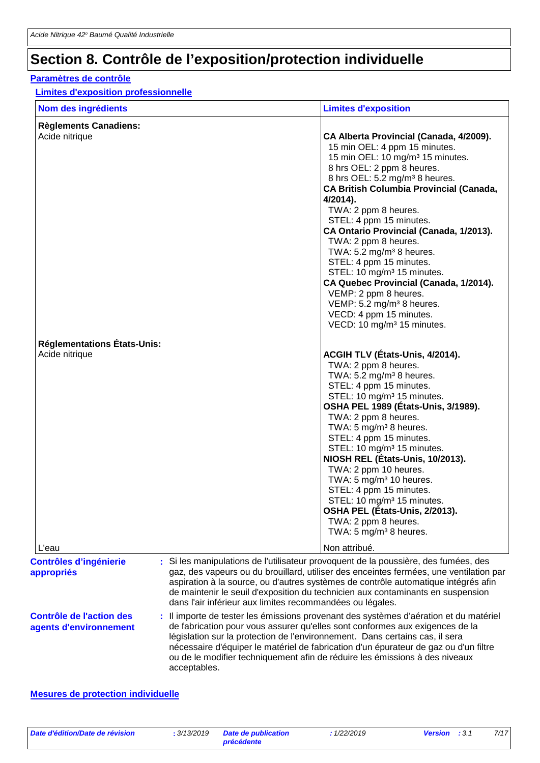# Section 8. Contrôle de l'exposition/protection individuelle

## Paramètres de contrôle

### Limites d'exposition professionnelle

| Nom des ingrédients | Limites d'exposition |
|---|---|
| **Règlements Canadiens:** | |
| Acide nitrique | **CA Alberta Provincial (Canada, 4/2009).**<br>15 min OEL: 4 ppm 15 minutes.<br>15 min OEL: 10 mg/m³ 15 minutes.<br>8 hrs OEL: 2 ppm 8 heures.<br>8 hrs OEL: 5.2 mg/m³ 8 heures.<br>**CA British Columbia Provincial (Canada, 4/2014).**<br>TWA: 2 ppm 8 heures.<br>STEL: 4 ppm 15 minutes.<br>**CA Ontario Provincial (Canada, 1/2013).**<br>TWA: 2 ppm 8 heures.<br>TWA: 5.2 mg/m³ 8 heures.<br>STEL: 4 ppm 15 minutes.<br>STEL: 10 mg/m³ 15 minutes.<br>**CA Quebec Provincial (Canada, 1/2014).**<br>VEMP: 2 ppm 8 heures.<br>VEMP: 5.2 mg/m³ 8 heures.<br>VECD: 4 ppm 15 minutes.<br>VECD: 10 mg/m³ 15 minutes. |
| **Réglementations États-Unis:** | |
| Acide nitrique | **ACGIH TLV (États-Unis, 4/2014).**<br>TWA: 2 ppm 8 heures.<br>TWA: 5.2 mg/m³ 8 heures.<br>STEL: 4 ppm 15 minutes.<br>STEL: 10 mg/m³ 15 minutes.<br>**OSHA PEL 1989 (États-Unis, 3/1989).**<br>TWA: 2 ppm 8 heures.<br>TWA: 5 mg/m³ 8 heures.<br>STEL: 4 ppm 15 minutes.<br>STEL: 10 mg/m³ 15 minutes.<br>**NIOSH REL (États-Unis, 10/2013).**<br>TWA: 2 ppm 10 heures.<br>TWA: 5 mg/m³ 10 heures.<br>STEL: 4 ppm 15 minutes.<br>STEL: 10 mg/m³ 15 minutes.<br>**OSHA PEL (États-Unis, 2/2013).**<br>TWA: 2 ppm 8 heures.<br>TWA: 5 mg/m³ 8 heures. |
| L'eau | Non attribué. |

**Contrôles d'ingénierie appropriés** : Si les manipulations de l'utilisateur provoquent de la poussière, des fumées, des gaz, des vapeurs ou du brouillard, utiliser des enceintes fermées, une ventilation par aspiration à la source, ou d'autres systèmes de contrôle automatique intégrés afin de maintenir le seuil d'exposition du technicien aux contaminants en suspension dans l'air inférieur aux limites recommandées ou légales.

**Contrôle de l'action des agents d'environnement** : Il importe de tester les émissions provenant des systèmes d'aération et du matériel de fabrication pour vous assurer qu'elles sont conformes aux exigences de la législation sur la protection de l'environnement. Dans certains cas, il sera nécessaire d'équiper le matériel de fabrication d'un épurateur de gaz ou d'un filtre ou de le modifier techniquement afin de réduire les émissions à des niveaux acceptables.

## Mesures de protection individuelle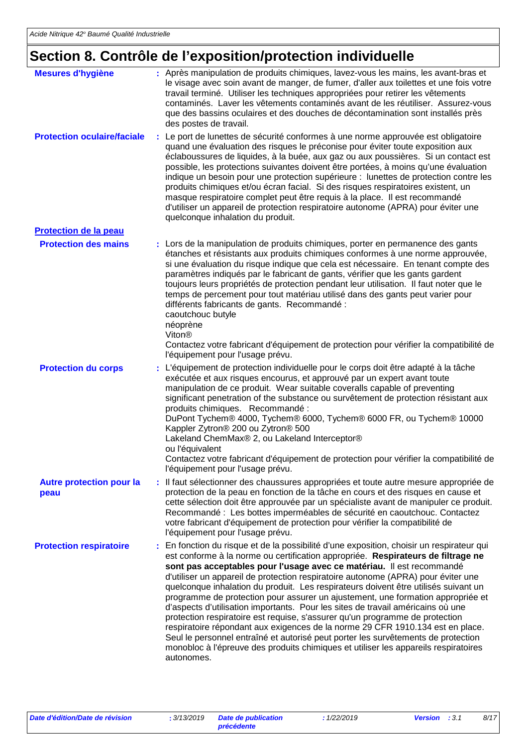# Section 8. Contrôle de l'exposition/protection individuelle

**Mesures d'hygiène** : Après manipulation de produits chimiques, lavez-vous les mains, les avant-bras et le visage avec soin avant de manger, de fumer, d'aller aux toilettes et une fois votre travail terminé. Utiliser les techniques appropriées pour retirer les vêtements contaminés. Laver les vêtements contaminés avant de les réutiliser. Assurez-vous que des bassins oculaires et des douches de décontamination sont installés près des postes de travail.

**Protection oculaire/faciale** : Le port de lunettes de sécurité conformes à une norme approuvée est obligatoire quand une évaluation des risques le préconise pour éviter toute exposition aux éclaboussures de liquides, à la buée, aux gaz ou aux poussières. Si un contact est possible, les protections suivantes doivent être portées, à moins qu'une évaluation indique un besoin pour une protection supérieure : lunettes de protection contre les produits chimiques et/ou écran facial. Si des risques respiratoires existent, un masque respiratoire complet peut être requis à la place. Il est recommandé d'utiliser un appareil de protection respiratoire autonome (APRA) pour éviter une quelconque inhalation du produit.

## Protection de la peau

**Protection des mains** : Lors de la manipulation de produits chimiques, porter en permanence des gants étanches et résistants aux produits chimiques conformes à une norme approuvée, si une évaluation du risque indique que cela est nécessaire. En tenant compte des paramètres indiqués par le fabricant de gants, vérifier que les gants gardent toujours leurs propriétés de protection pendant leur utilisation. Il faut noter que le temps de percement pour tout matériau utilisé dans des gants peut varier pour différents fabricants de gants. Recommandé :
caoutchouc butyle
néoprène
Viton®
Contactez votre fabricant d'équipement de protection pour vérifier la compatibilité de l'équipement pour l'usage prévu.

**Protection du corps** : L'équipement de protection individuelle pour le corps doit être adapté à la tâche exécutée et aux risques encourus, et approuvé par un expert avant toute manipulation de ce produit. Wear suitable coveralls capable of preventing significant penetration of the substance ou survêtement de protection résistant aux produits chimiques. Recommandé :
DuPont Tychem® 4000, Tychem® 6000, Tychem® 6000 FR, ou Tychem® 10000
Kappler Zytron® 200 ou Zytron® 500
Lakeland ChemMax® 2, ou Lakeland Interceptor®
ou l'équivalent
Contactez votre fabricant d'équipement de protection pour vérifier la compatibilité de l'équipement pour l'usage prévu.

**Autre protection pour la peau** : Il faut sélectionner des chaussures appropriées et toute autre mesure appropriée de protection de la peau en fonction de la tâche en cours et des risques en cause et cette sélection doit être approuvée par un spécialiste avant de manipuler ce produit. Recommandé : Les bottes imperméables de sécurité en caoutchouc. Contactez votre fabricant d'équipement de protection pour vérifier la compatibilité de l'équipement pour l'usage prévu.

**Protection respiratoire** : En fonction du risque et de la possibilité d'une exposition, choisir un respirateur qui est conforme à la norme ou certification appropriée. **Respirateurs de filtrage ne sont pas acceptables pour l'usage avec ce matériau.** Il est recommandé d'utiliser un appareil de protection respiratoire autonome (APRA) pour éviter une quelconque inhalation du produit. Les respirateurs doivent être utilisés suivant un programme de protection pour assurer un ajustement, une formation appropriée et d'aspects d'utilisation importants. Pour les sites de travail américains où une protection respiratoire est requise, s'assurer qu'un programme de protection respiratoire répondant aux exigences de la norme 29 CFR 1910.134 est en place. Seul le personnel entraîné et autorisé peut porter les survêtements de protection monobloc à l'épreuve des produits chimiques et utiliser les appareils respiratoires autonomes.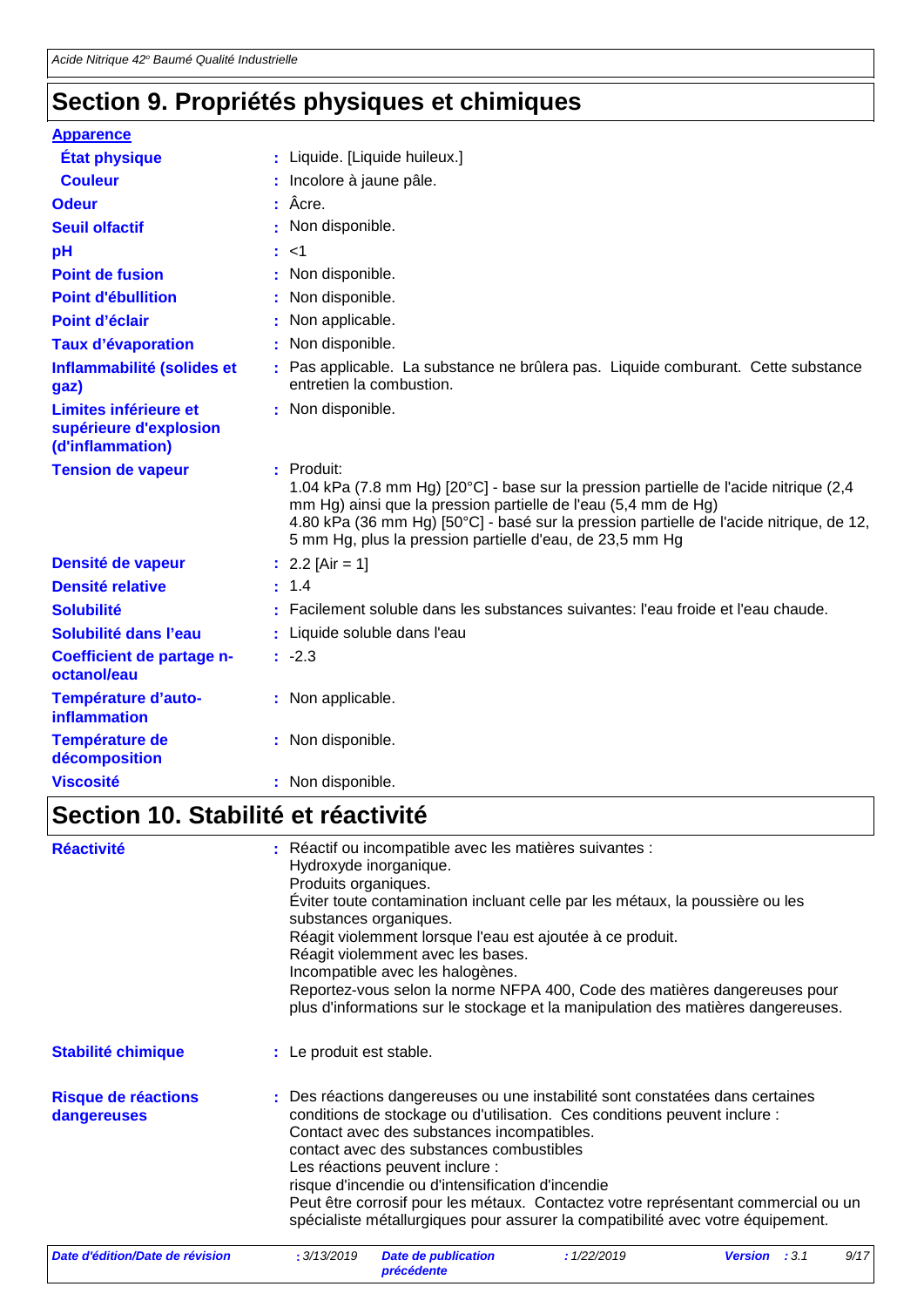## Section 9. Propriétés physiques et chimiques

| | |
|---|---|
| **Apparence** | |
| **État physique** | : Liquide. [Liquide huileux.] |
| **Couleur** | : Incolore à jaune pâle. |
| **Odeur** | : Âcre. |
| **Seuil olfactif** | : Non disponible. |
| **pH** | : <1 |
| **Point de fusion** | : Non disponible. |
| **Point d'ébullition** | : Non disponible. |
| **Point d'éclair** | : Non applicable. |
| **Taux d'évaporation** | : Non disponible. |
| **Inflammabilité (solides et gaz)** | : Pas applicable. La substance ne brûlera pas. Liquide comburant. Cette substance entretien la combustion. |
| **Limites inférieure et supérieure d'explosion (d'inflammation)** | : Non disponible. |
| **Tension de vapeur** | : Produit:<br>1.04 kPa (7.8 mm Hg) [20°C] - base sur la pression partielle de l'acide nitrique (2,4 mm Hg) ainsi que la pression partielle de l'eau (5,4 mm de Hg)<br>4.80 kPa (36 mm Hg) [50°C] - basé sur la pression partielle de l'acide nitrique, de 12,5 mm Hg, plus la pression partielle d'eau, de 23,5 mm Hg |
| **Densité de vapeur** | : 2.2 [Air = 1] |
| **Densité relative** | : 1.4 |
| **Solubilité** | : Facilement soluble dans les substances suivantes: l'eau froide et l'eau chaude. |
| **Solubilité dans l'eau** | : Liquide soluble dans l'eau |
| **Coefficient de partage n-octanol/eau** | : -2.3 |
| **Température d'auto-inflammation** | : Non applicable. |
| **Température de décomposition** | : Non disponible. |
| **Viscosité** | : Non disponible. |

## Section 10. Stabilité et réactivité

| | |
|---|---|
| **Réactivité** | : Réactif ou incompatible avec les matières suivantes :<br>Hydroxyde inorganique.<br>Produits organiques.<br>Éviter toute contamination incluant celle par les métaux, la poussière ou les substances organiques.<br>Réagit violemment lorsque l'eau est ajoutée à ce produit.<br>Réagit violemment avec les bases.<br>Incompatible avec les halogènes.<br>Reportez-vous selon la norme NFPA 400, Code des matières dangereuses pour plus d'informations sur le stockage et la manipulation des matières dangereuses. |
| **Stabilité chimique** | : Le produit est stable. |
| **Risque de réactions dangereuses** | : Des réactions dangereuses ou une instabilité sont constatées dans certaines conditions de stockage ou d'utilisation. Ces conditions peuvent inclure :<br>Contact avec des substances incompatibles.<br>contact avec des substances combustibles<br>Les réactions peuvent inclure :<br>risque d'incendie ou d'intensification d'incendie<br>Peut être corrosif pour les métaux. Contactez votre représentant commercial ou un spécialiste métallurgiques pour assurer la compatibilité avec votre équipement. |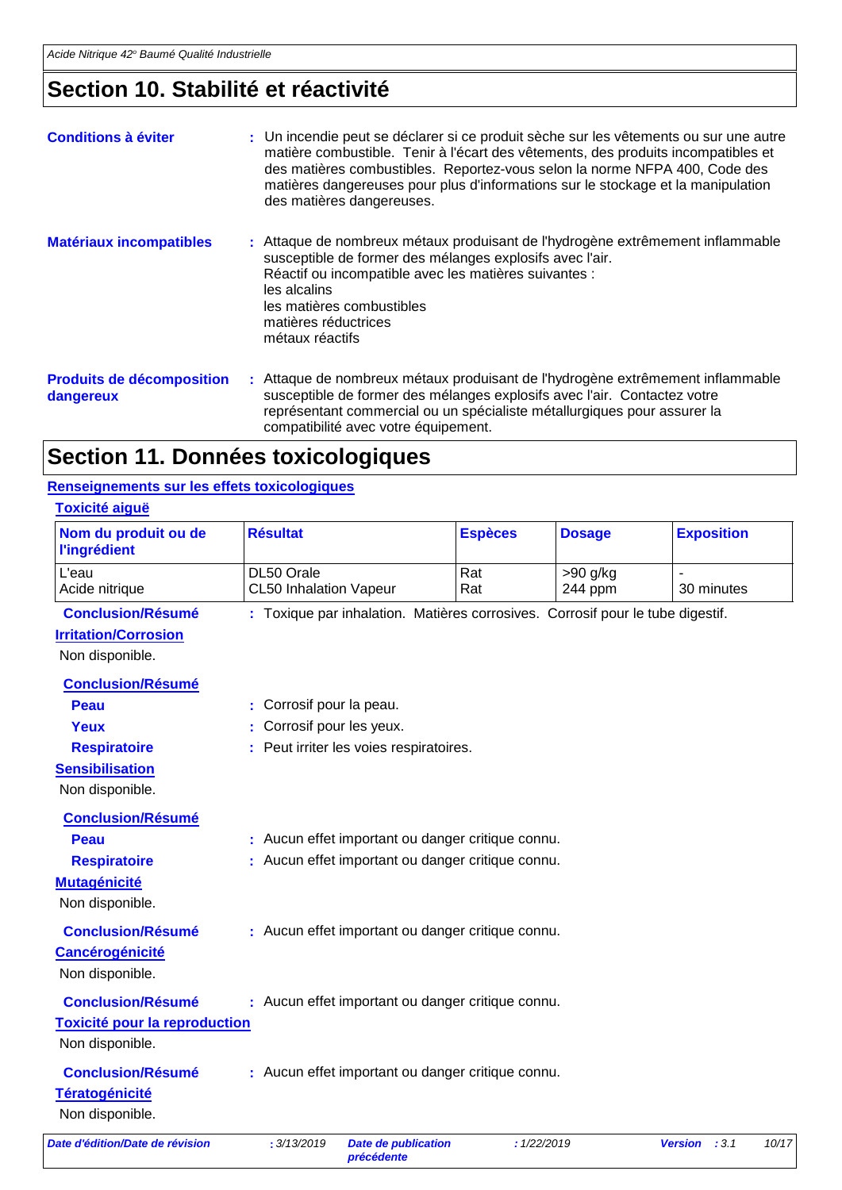## Section 10. Stabilité et réactivité

**Conditions à éviter** : Un incendie peut se déclarer si ce produit sèche sur les vêtements ou sur une autre matière combustible. Tenir à l'écart des vêtements, des produits incompatibles et des matières combustibles. Reportez-vous selon la norme NFPA 400, Code des matières dangereuses pour plus d'informations sur le stockage et la manipulation des matières dangereuses.

**Matériaux incompatibles** : Attaque de nombreux métaux produisant de l'hydrogène extrêmement inflammable susceptible de former des mélanges explosifs avec l'air.
Réactif ou incompatible avec les matières suivantes :
les alcalins
les matières combustibles
matières réductrices
métaux réactifs

**Produits de décomposition dangereux** : Attaque de nombreux métaux produisant de l'hydrogène extrêmement inflammable susceptible de former des mélanges explosifs avec l'air. Contactez votre représentant commercial ou un spécialiste métallurgiques pour assurer la compatibilité avec votre équipement.

## Section 11. Données toxicologiques

### Renseignements sur les effets toxicologiques

#### Toxicité aiguë

| Nom du produit ou de l'ingrédient | Résultat | Espèces | Dosage | Exposition |
|---|---|---|---|---|
| L'eau | DL50 Orale | Rat | >90 g/kg | - |
| Acide nitrique | CL50 Inhalation Vapeur | Rat | 244 ppm | 30 minutes |

**Conclusion/Résumé** : Toxique par inhalation. Matières corrosives. Corrosif pour le tube digestif.

#### Irritation/Corrosion

Non disponible.

**Conclusion/Résumé**

**Peau** : Corrosif pour la peau.

**Yeux** : Corrosif pour les yeux.

**Respiratoire** : Peut irriter les voies respiratoires.

#### Sensibilisation

Non disponible.

**Conclusion/Résumé**

**Peau** : Aucun effet important ou danger critique connu.

**Respiratoire** : Aucun effet important ou danger critique connu.

#### Mutagénicité

Non disponible.

**Conclusion/Résumé** : Aucun effet important ou danger critique connu.

#### Cancérogénicité

Non disponible.

**Conclusion/Résumé** : Aucun effet important ou danger critique connu.

#### Toxicité pour la reproduction

Non disponible.

**Conclusion/Résumé** : Aucun effet important ou danger critique connu.

#### Tératogénicité

Non disponible.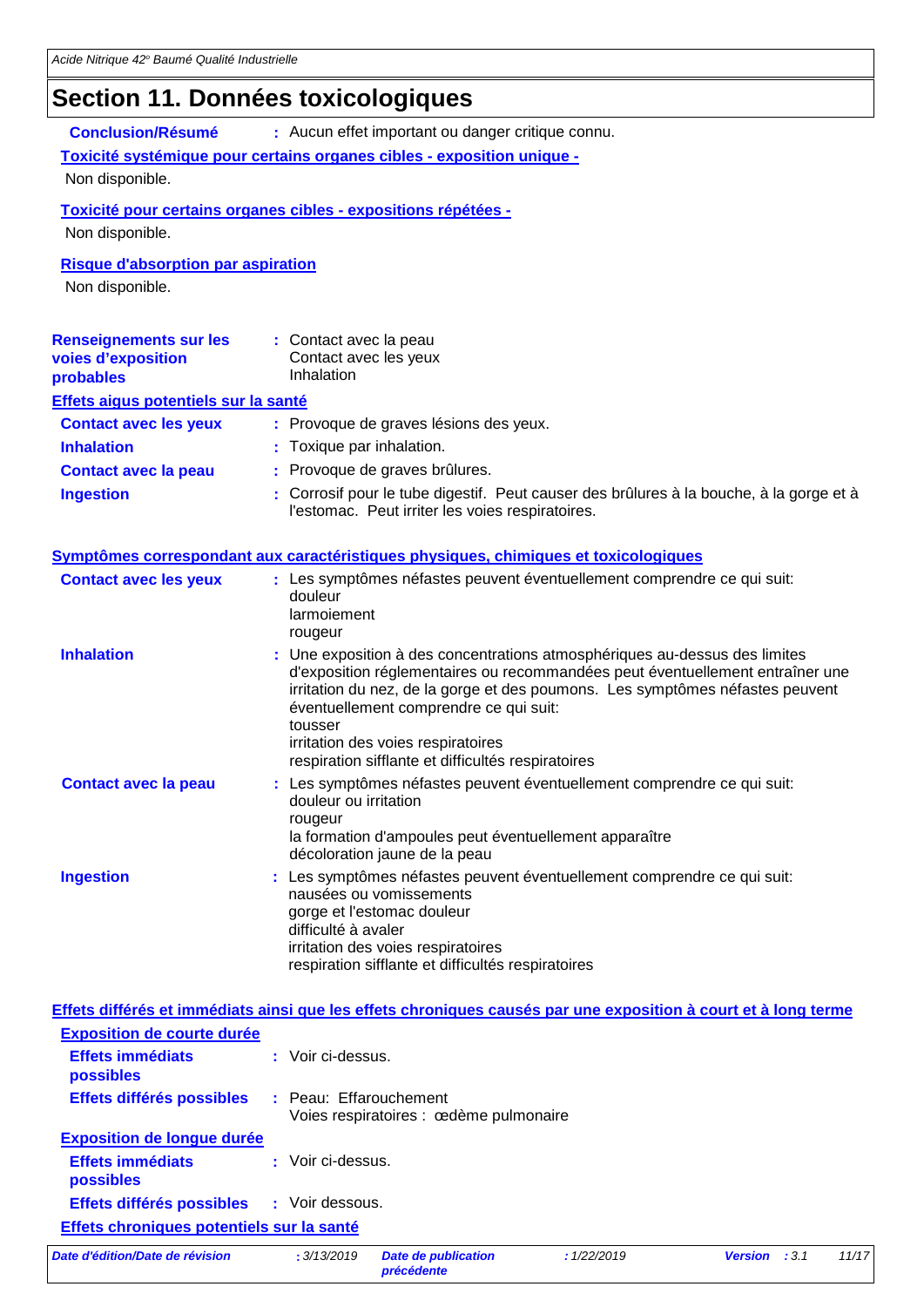## Section 11. Données toxicologiques

**Conclusion/Résumé** : Aucun effet important ou danger critique connu.

**Toxicité systémique pour certains organes cibles - exposition unique -**

Non disponible.

**Toxicité pour certains organes cibles - expositions répétées -**

Non disponible.

**Risque d'absorption par aspiration**

Non disponible.

**Renseignements sur les voies d'exposition probables** : Contact avec la peau
Contact avec les yeux
Inhalation

**Effets aigus potentiels sur la santé**

**Contact avec les yeux** : Provoque de graves lésions des yeux.

**Inhalation** : Toxique par inhalation.

**Contact avec la peau** : Provoque de graves brûlures.

**Ingestion** : Corrosif pour le tube digestif. Peut causer des brûlures à la bouche, à la gorge et à l'estomac. Peut irriter les voies respiratoires.

**Symptômes correspondant aux caractéristiques physiques, chimiques et toxicologiques**

**Contact avec les yeux** : Les symptômes néfastes peuvent éventuellement comprendre ce qui suit:
douleur
larmoiement
rougeur

**Inhalation** : Une exposition à des concentrations atmosphériques au-dessus des limites d'exposition réglementaires ou recommandées peut éventuellement entraîner une irritation du nez, de la gorge et des poumons. Les symptômes néfastes peuvent éventuellement comprendre ce qui suit:
tousser
irritation des voies respiratoires
respiration sifflante et difficultés respiratoires

**Contact avec la peau** : Les symptômes néfastes peuvent éventuellement comprendre ce qui suit:
douleur ou irritation
rougeur
la formation d'ampoules peut éventuellement apparaître
décoloration jaune de la peau

**Ingestion** : Les symptômes néfastes peuvent éventuellement comprendre ce qui suit:
nausées ou vomissements
gorge et l'estomac douleur
difficulté à avaler
irritation des voies respiratoires
respiration sifflante et difficultés respiratoires

**Effets différés et immédiats ainsi que les effets chroniques causés par une exposition à court et à long terme**

**Exposition de courte durée**

**Effets immédiats possibles** : Voir ci-dessus.

**Effets différés possibles** : Peau: Effarouchement
Voies respiratoires : œdème pulmonaire

**Exposition de longue durée**

**Effets immédiats possibles** : Voir ci-dessus.

**Effets différés possibles** : Voir dessous.

**Effets chroniques potentiels sur la santé**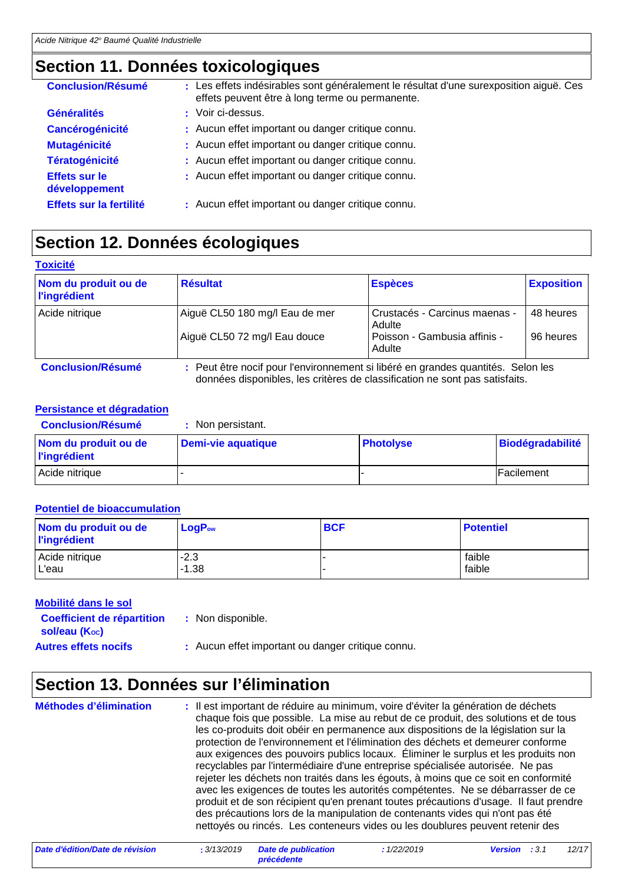## Section 11. Données toxicologiques

**Conclusion/Résumé** : Les effets indésirables sont généralement le résultat d'une surexposition aiguë. Ces effets peuvent être à long terme ou permanente.

**Généralités** : Voir ci-dessus.

**Cancérogénicité** : Aucun effet important ou danger critique connu.

**Mutagénicité** : Aucun effet important ou danger critique connu.

**Tératogénicité** : Aucun effet important ou danger critique connu.

**Effets sur le développement** : Aucun effet important ou danger critique connu.

**Effets sur la fertilité** : Aucun effet important ou danger critique connu.

## Section 12. Données écologiques

### Toxicité

| Nom du produit ou de l'ingrédient | Résultat | Espèces | Exposition |
|---|---|---|---|
| Acide nitrique | Aiguë CL50 180 mg/l Eau de mer | Crustacés - Carcinus maenas - Adulte | 48 heures |
| | Aiguë CL50 72 mg/l Eau douce | Poisson - Gambusia affinis - Adulte | 96 heures |

**Conclusion/Résumé** : Peut être nocif pour l'environnement si libéré en grandes quantités. Selon les données disponibles, les critères de classification ne sont pas satisfaits.

### Persistance et dégradation

**Conclusion/Résumé** : Non persistant.

| Nom du produit ou de l'ingrédient | Demi-vie aquatique | Photolyse | Biodégradabilité |
|---|---|---|---|
| Acide nitrique | - | - | Facilement |

### Potentiel de bioaccumulation

| Nom du produit ou de l'ingrédient | $LogP_{ow}$ | BCF | Potentiel |
|---|---|---|---|
| Acide nitrique | -2.3 | - | faible |
| L'eau | -1.38 | - | faible |

### Mobilité dans le sol

**Coefficient de répartition sol/eau ($K_{OC}$)** : Non disponible.

**Autres effets nocifs** : Aucun effet important ou danger critique connu.

## Section 13. Données sur l'élimination

**Méthodes d'élimination** : Il est important de réduire au minimum, voire d'éviter la génération de déchets chaque fois que possible. La mise au rebut de ce produit, des solutions et de tous les co-produits doit obéir en permanence aux dispositions de la législation sur la protection de l'environnement et l'élimination des déchets et demeurer conforme aux exigences des pouvoirs publics locaux. Éliminer le surplus et les produits non recyclables par l'intermédiaire d'une entreprise spécialisée autorisée. Ne pas rejeter les déchets non traités dans les égouts, à moins que ce soit en conformité avec les exigences de toutes les autorités compétentes. Ne se débarrasser de ce produit et de son récipient qu'en prenant toutes précautions d'usage. Il faut prendre des précautions lors de la manipulation de contenants vides qui n'ont pas été nettoyés ou rincés. Les conteneurs vides ou les doublures peuvent retenir des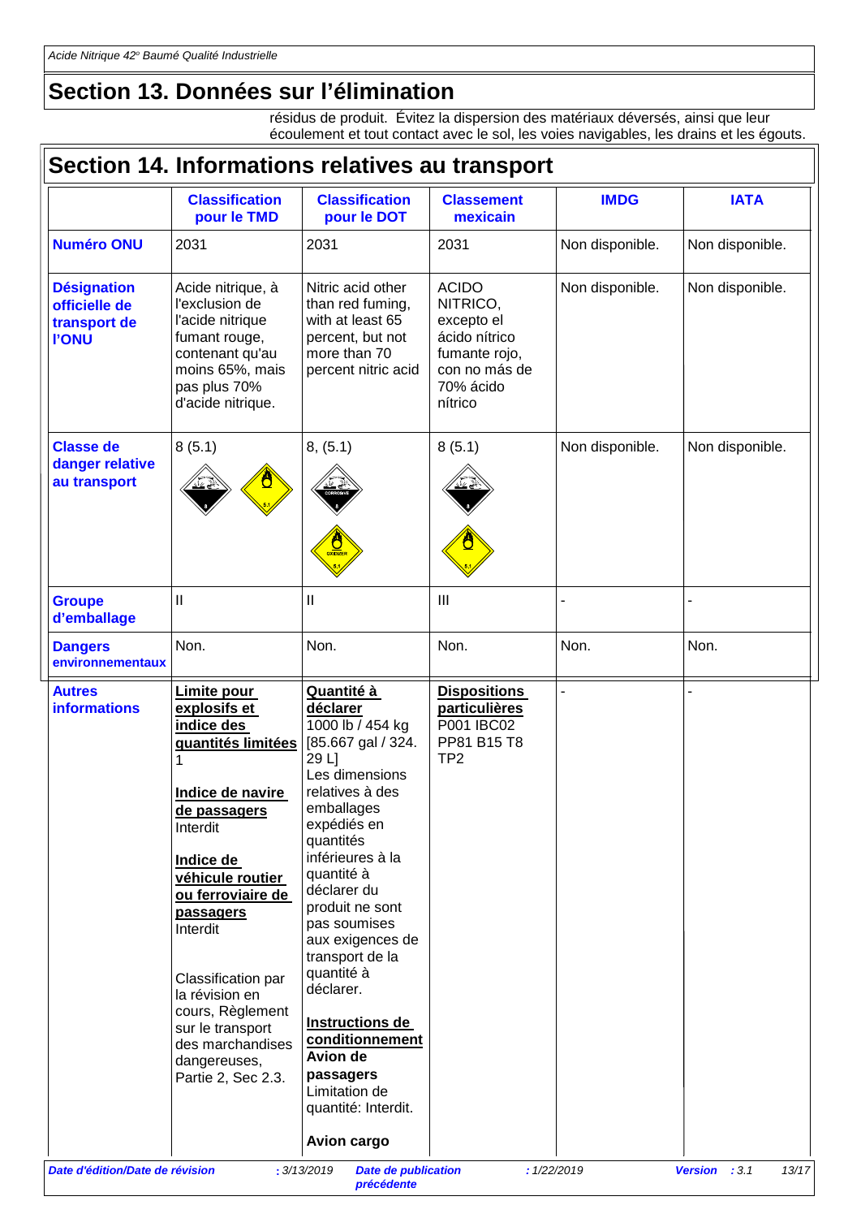## Section 13. Données sur l'élimination

résidus de produit. Évitez la dispersion des matériaux déversés, ainsi que leur écoulement et tout contact avec le sol, les voies navigables, les drains et les égouts.

## Section 14. Informations relatives au transport

| | Classification pour le TMD | Classification pour le DOT | Classement mexicain | IMDG | IATA |
|---|---|---|---|---|---|
| **Numéro ONU** | 2031 | 2031 | 2031 | Non disponible. | Non disponible. |
| **Désignation officielle de transport de l'ONU** | Acide nitrique, à l'exclusion de l'acide nitrique fumant rouge, contenant qu'au moins 65%, mais pas plus 70% d'acide nitrique. | Nitric acid other than red fuming, with at least 65 percent, but not more than 70 percent nitric acid | ACIDO NITRICO, excepto el ácido nítrico fumante rojo, con no más de 70% ácido nítrico | Non disponible. | Non disponible. |
| **Classe de danger relative au transport** | 8 (5.1) | 8, (5.1) | 8 (5.1) | Non disponible. | Non disponible. |
| **Groupe d'emballage** | II | II | III | - | - |
| **Dangers environnementaux** | Non. | Non. | Non. | Non. | Non. |
| **Autres informations** | **Limite pour explosifs et indice des quantités limitées** 1 <br><br> **Indice de navire de passagers** Interdit <br><br> **Indice de véhicule routier ou ferroviaire de passagers** Interdit <br><br> Classification par la révision en cours, Règlement sur le transport des marchandises dangereuses, Partie 2, Sec 2.3. | **Quantité à déclarer** 1000 lb / 454 kg [85.667 gal / 324.29 L] Les dimensions relatives à des emballages expédiés en quantités inférieures à la quantité à déclarer du produit ne sont pas soumises aux exigences de transport de la quantité à déclarer. <br><br> **Instructions de conditionnement** **Avion de passagers** Limitation de quantité: Interdit. <br><br> **Avion cargo** | **Dispositions particulières** P001 IBC02 PP81 B15 T8 TP2 | - | - |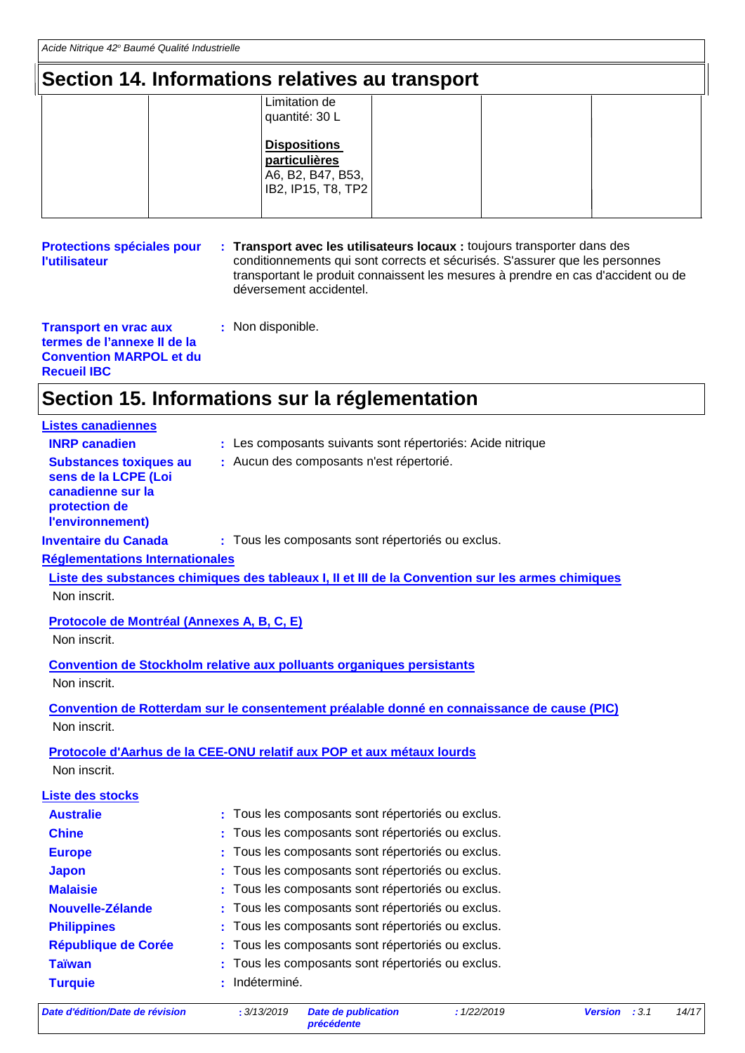## Section 14. Informations relatives au transport

| | | | | | |
|---|---|---|---|---|---|
| | | Limitation de quantité: 30 L<br><br>**Dispositions particulières**<br>A6, B2, B47, B53, IB2, IP15, T8, TP2 | | | |

**Protections spéciales pour l'utilisateur** : **Transport avec les utilisateurs locaux :** toujours transporter dans des conditionnements qui sont corrects et sécurisés. S'assurer que les personnes transportant le produit connaissent les mesures à prendre en cas d'accident ou de déversement accidentel.

**Transport en vrac aux termes de l'annexe II de la Convention MARPOL et du Recueil IBC** : Non disponible.

## Section 15. Informations sur la réglementation

**Listes canadiennes**

**INRP canadien** : Les composants suivants sont répertoriés: Acide nitrique

**Substances toxiques au sens de la LCPE (Loi canadienne sur la protection de l'environnement)** : Aucun des composants n'est répertorié.

**Inventaire du Canada** : Tous les composants sont répertoriés ou exclus.

**Réglementations Internationales**

**Liste des substances chimiques des tableaux I, II et III de la Convention sur les armes chimiques**

Non inscrit.

**Protocole de Montréal (Annexes A, B, C, E)**

Non inscrit.

**Convention de Stockholm relative aux polluants organiques persistants**

Non inscrit.

**Convention de Rotterdam sur le consentement préalable donné en connaissance de cause (PIC)**

Non inscrit.

**Protocole d'Aarhus de la CEE-ONU relatif aux POP et aux métaux lourds**

Non inscrit.

**Liste des stocks**

**Australie** : Tous les composants sont répertoriés ou exclus.

**Chine** : Tous les composants sont répertoriés ou exclus.

**Europe** : Tous les composants sont répertoriés ou exclus.

**Japon** : Tous les composants sont répertoriés ou exclus.

**Malaisie** : Tous les composants sont répertoriés ou exclus.

**Nouvelle-Zélande** : Tous les composants sont répertoriés ou exclus.

**Philippines** : Tous les composants sont répertoriés ou exclus.

**République de Corée** : Tous les composants sont répertoriés ou exclus.

**Taïwan** : Tous les composants sont répertoriés ou exclus.

**Turquie** : Indéterminé.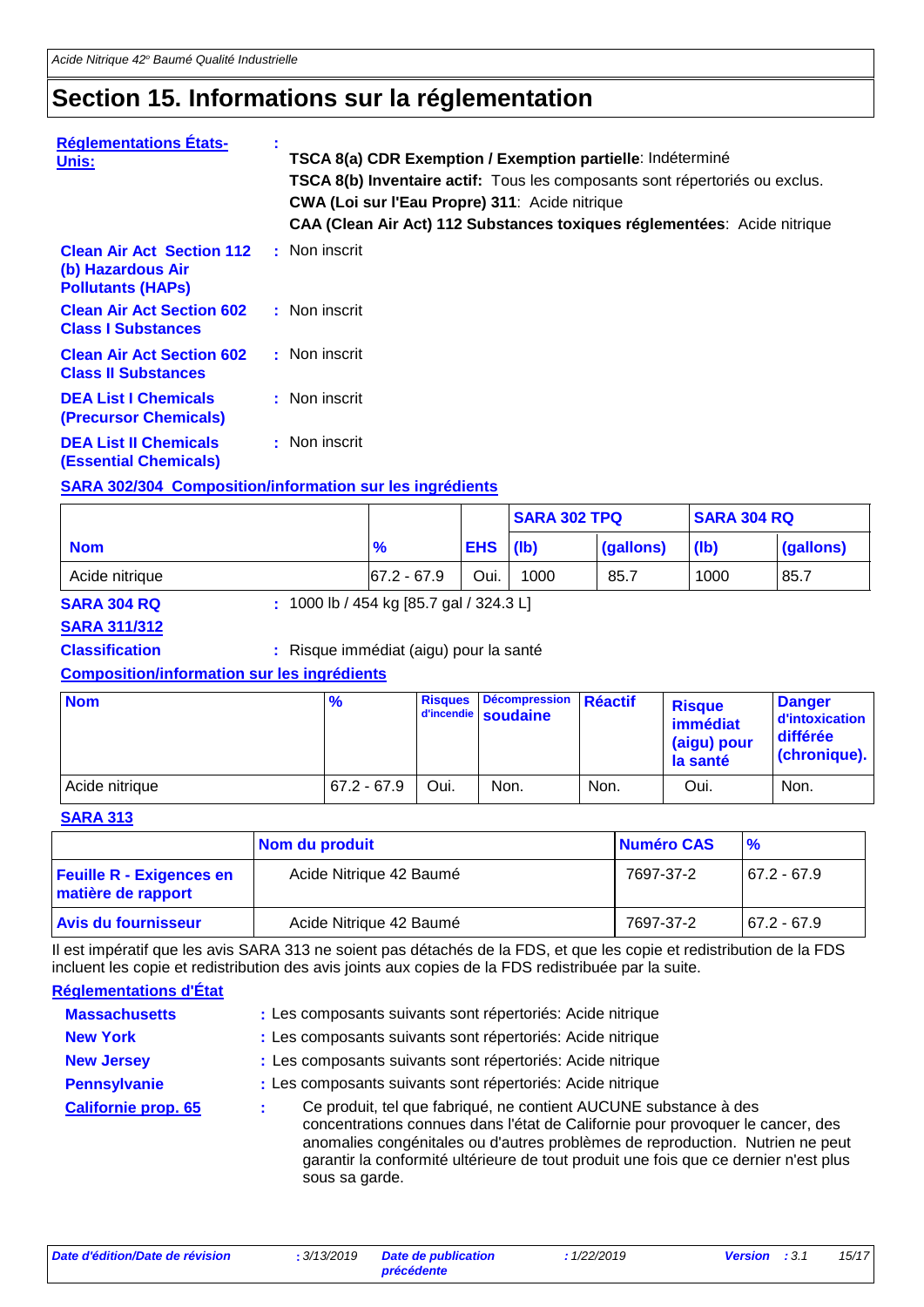# Section 15. Informations sur la réglementation

**Réglementations États-Unis:** :

**TSCA 8(a) CDR Exemption / Exemption partielle**: Indéterminé
**TSCA 8(b) Inventaire actif:** Tous les composants sont répertoriés ou exclus.
**CWA (Loi sur l'Eau Propre) 311**: Acide nitrique
**CAA (Clean Air Act) 112 Substances toxiques réglementées**: Acide nitrique

**Clean Air Act Section 112 (b) Hazardous Air Pollutants (HAPs)** : Non inscrit

**Clean Air Act Section 602 Class I Substances** : Non inscrit

**Clean Air Act Section 602 Class II Substances** : Non inscrit

**DEA List I Chemicals (Precursor Chemicals)** : Non inscrit

**DEA List II Chemicals (Essential Chemicals)** : Non inscrit

**SARA 302/304 Composition/information sur les ingrédients**

| | | | SARA 302 TPQ | | SARA 304 RQ | |
|---|---|---|---|---|---|---|
| **Nom** | **%** | **EHS** | **(lb)** | **(gallons)** | **(lb)** | **(gallons)** |
| Acide nitrique | 67.2 - 67.9 | Oui. | 1000 | 85.7 | 1000 | 85.7 |

**SARA 304 RQ** : 1000 lb / 454 kg [85.7 gal / 324.3 L]

**SARA 311/312**

**Classification** : Risque immédiat (aigu) pour la santé

**Composition/information sur les ingrédients**

| Nom | % | Risques d'incendie | Décompression soudaine | Réactif | Risque immédiat (aigu) pour la santé | Danger d'intoxication différée (chronique). |
|---|---|---|---|---|---|---|
| Acide nitrique | 67.2 - 67.9 | Oui. | Non. | Non. | Oui. | Non. |

**SARA 313**

| | Nom du produit | Numéro CAS | % |
|---|---|---|---|
| **Feuille R - Exigences en matière de rapport** | Acide Nitrique 42 Baumé | 7697-37-2 | 67.2 - 67.9 |
| **Avis du fournisseur** | Acide Nitrique 42 Baumé | 7697-37-2 | 67.2 - 67.9 |

Il est impératif que les avis SARA 313 ne soient pas détachés de la FDS, et que les copie et redistribution de la FDS incluent les copie et redistribution des avis joints aux copies de la FDS redistribuée par la suite.

**Réglementations d'État**

**Massachusetts** : Les composants suivants sont répertoriés: Acide nitrique

**New York** : Les composants suivants sont répertoriés: Acide nitrique

**New Jersey** : Les composants suivants sont répertoriés: Acide nitrique

**Pennsylvanie** : Les composants suivants sont répertoriés: Acide nitrique

**Californie prop. 65** : Ce produit, tel que fabriqué, ne contient AUCUNE substance à des concentrations connues dans l'état de Californie pour provoquer le cancer, des anomalies congénitales ou d'autres problèmes de reproduction. Nutrien ne peut garantir la conformité ultérieure de tout produit une fois que ce dernier n'est plus sous sa garde.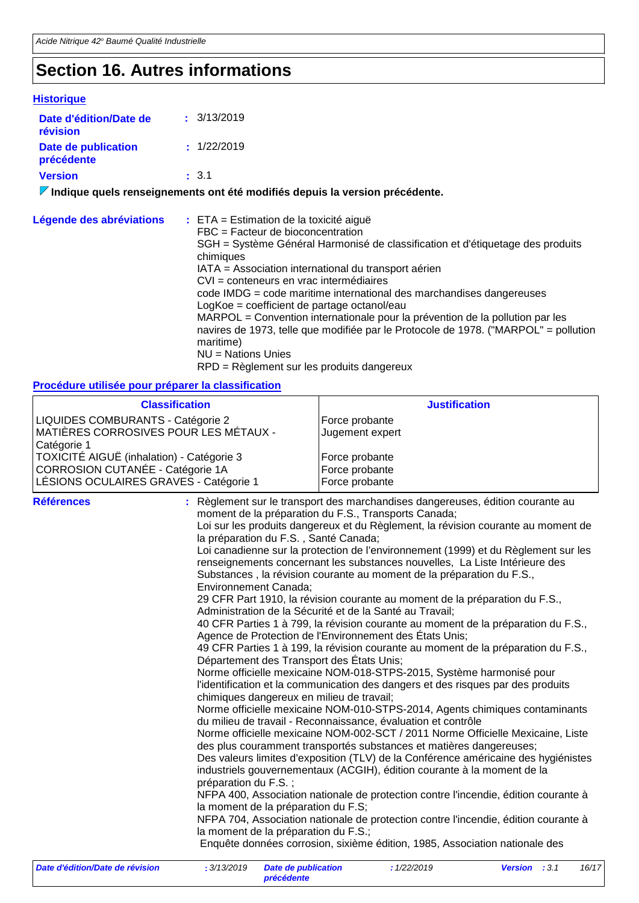# Section 16. Autres informations

## Historique

**Date d'édition/Date de révision** : 3/13/2019

**Date de publication précédente** : 1/22/2019

**Version** : 3.1

▼ **Indique quels renseignements ont été modifiés depuis la version précédente.**

**Légende des abréviations** :
ETA = Estimation de la toxicité aiguë
FBC = Facteur de bioconcentration
SGH = Système Général Harmonisé de classification et d'étiquetage des produits chimiques
IATA = Association international du transport aérien
CVI = conteneurs en vrac intermédiaires
code IMDG = code maritime international des marchandises dangereuses
LogKoe = coefficient de partage octanol/eau
MARPOL = Convention internationale pour la prévention de la pollution par les navires de 1973, telle que modifiée par le Protocole de 1978. ("MARPOL" = pollution maritime)
NU = Nations Unies
RPD = Règlement sur les produits dangereux

## Procédure utilisée pour préparer la classification

| Classification | Justification |
|---|---|
| LIQUIDES COMBURANTS - Catégorie 2 | Force probante |
| MATIÈRES CORROSIVES POUR LES MÉTAUX - Catégorie 1 | Jugement expert |
| TOXICITÉ AIGUË (inhalation) - Catégorie 3 | Force probante |
| CORROSION CUTANÉE - Catégorie 1A | Force probante |
| LÉSIONS OCULAIRES GRAVES - Catégorie 1 | Force probante |

**Références** :
Règlement sur le transport des marchandises dangereuses, édition courante au moment de la préparation du F.S., Transports Canada;
Loi sur les produits dangereux et du Règlement, la révision courante au moment de la préparation du F.S. , Santé Canada;
Loi canadienne sur la protection de l'environnement (1999) et du Règlement sur les renseignements concernant les substances nouvelles, La Liste Intérieure des Substances , la révision courante au moment de la préparation du F.S., Environnement Canada;
29 CFR Part 1910, la révision courante au moment de la préparation du F.S., Administration de la Sécurité et de la Santé au Travail;
40 CFR Parties 1 à 799, la révision courante au moment de la préparation du F.S., Agence de Protection de l'Environnement des États Unis;
49 CFR Parties 1 à 199, la révision courante au moment de la préparation du F.S., Département des Transport des États Unis;
Norme officielle mexicaine NOM-018-STPS-2015, Système harmonisé pour l'identification et la communication des dangers et des risques par des produits chimiques dangereux en milieu de travail;
Norme officielle mexicaine NOM-010-STPS-2014, Agents chimiques contaminants du milieu de travail - Reconnaissance, évaluation et contrôle
Norme officielle mexicaine NOM-002-SCT / 2011 Norme Officielle Mexicaine, Liste des plus couramment transportés substances et matières dangereuses;
Des valeurs limites d'exposition (TLV) de la Conférence américaine des hygiénistes industriels gouvernementaux (ACGIH), édition courante à la moment de la préparation du F.S. ;
NFPA 400, Association nationale de protection contre l'incendie, édition courante à la moment de la préparation du F.S;
NFPA 704, Association nationale de protection contre l'incendie, édition courante à la moment de la préparation du F.S.;
Enquête données corrosion, sixième édition, 1985, Association nationale des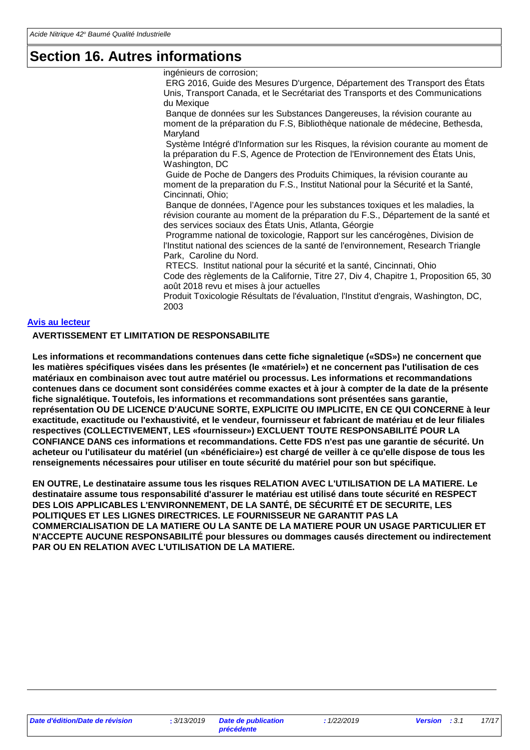# Section 16. Autres informations

ingénieurs de corrosion;

ERG 2016, Guide des Mesures D'urgence, Département des Transport des États Unis, Transport Canada, et le Secrétariat des Transports et des Communications du Mexique

Banque de données sur les Substances Dangereuses, la révision courante au moment de la préparation du F.S, Bibliothèque nationale de médecine, Bethesda, Maryland

Système Intégré d'Information sur les Risques, la révision courante au moment de la préparation du F.S, Agence de Protection de l'Environnement des États Unis, Washington, DC

Guide de Poche de Dangers des Produits Chimiques, la révision courante au moment de la preparation du F.S., Institut National pour la Sécurité et la Santé, Cincinnati, Ohio;

Banque de données, l'Agence pour les substances toxiques et les maladies, la révision courante au moment de la préparation du F.S., Département de la santé et des services sociaux des États Unis, Atlanta, Géorgie

Programme national de toxicologie, Rapport sur les cancérogènes, Division de l'Institut national des sciences de la santé de l'environnement, Research Triangle Park, Caroline du Nord.

RTECS. Institut national pour la sécurité et la santé, Cincinnati, Ohio

Code des règlements de la Californie, Titre 27, Div 4, Chapitre 1, Proposition 65, 30 août 2018 revu et mises à jour actuelles

Produit Toxicologie Résultats de l'évaluation, l'Institut d'engrais, Washington, DC, 2003

**Avis au lecteur**

**AVERTISSEMENT ET LIMITATION DE RESPONSABILITE**

**Les informations et recommandations contenues dans cette fiche signaletique («SDS») ne concernent que les matières spécifiques visées dans les présentes (le «matériel») et ne concernent pas l'utilisation de ces matériaux en combinaison avec tout autre matériel ou processus. Les informations et recommandations contenues dans ce document sont considérées comme exactes et à jour à compter de la date de la présente fiche signalétique. Toutefois, les informations et recommandations sont présentées sans garantie, représentation OU DE LICENCE D'AUCUNE SORTE, EXPLICITE OU IMPLICITE, EN CE QUI CONCERNE à leur exactitude, exactitude ou l'exhaustivité, et le vendeur, fournisseur et fabricant de matériau et de leur filiales respectives (COLLECTIVEMENT, LES «fournisseur») EXCLUENT TOUTE RESPONSABILITÉ POUR LA CONFIANCE DANS ces informations et recommandations. Cette FDS n'est pas une garantie de sécurité. Un acheteur ou l'utilisateur du matériel (un «bénéficiaire») est chargé de veiller à ce qu'elle dispose de tous les renseignements nécessaires pour utiliser en toute sécurité du matériel pour son but spécifique.**

**EN OUTRE, Le destinataire assume tous les risques RELATION AVEC L'UTILISATION DE LA MATIERE. Le destinataire assume tous responsabilité d'assurer le matériau est utilisé dans toute sécurité en RESPECT DES LOIS APPLICABLES L'ENVIRONNEMENT, DE LA SANTÉ, DE SÉCURITÉ ET DE SECURITE, LES POLITIQUES ET LES LIGNES DIRECTRICES. LE FOURNISSEUR NE GARANTIT PAS LA COMMERCIALISATION DE LA MATIERE OU LA SANTE DE LA MATIERE POUR UN USAGE PARTICULIER ET N'ACCEPTE AUCUNE RESPONSABILITÉ pour blessures ou dommages causés directement ou indirectement PAR OU EN RELATION AVEC L'UTILISATION DE LA MATIERE.**